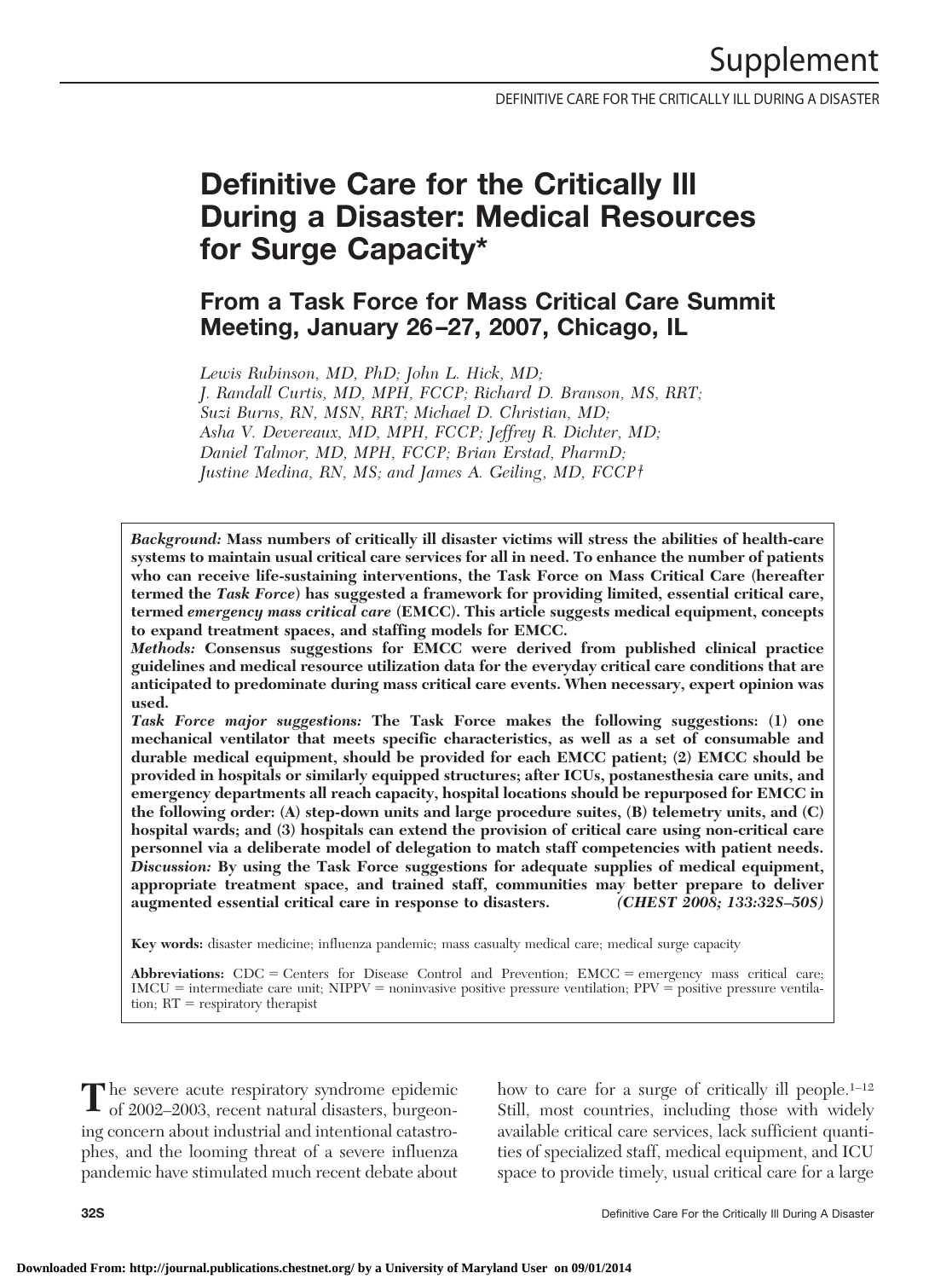# Definitive Care for the Critically Ill During a Disaster: Medical Resources for Surge Capacity*

## From a Task Force for Mass Critical Care Summit Meeting, January 26–27, 2007, Chicago, IL

*Lewis Rubinson, MD, PhD; John L. Hick, MD; J. Randall Curtis, MD, MPH, FCCP; Richard D. Branson, MS, RRT; Suzi Burns, RN, MSN, RRT; Michael D. Christian, MD; Asha V. Devereaux, MD, MPH, FCCP; Jeffrey R. Dichter, MD; Daniel Talmor, MD, MPH, FCCP; Brian Erstad, PharmD; Justine Medina, RN, MS; and James A. Geiling, MD, FCCP†*

***Background:*** **Mass numbers of critically ill disaster victims will stress the abilities of health-care systems to maintain usual critical care services for all in need. To enhance the number of patients who can receive life-sustaining interventions, the Task Force on Mass Critical Care (hereafter termed the *Task Force*) has suggested a framework for providing limited, essential critical care, termed *emergency mass critical care* (EMCC). This article suggests medical equipment, concepts to expand treatment spaces, and staffing models for EMCC.**

***Methods:*** **Consensus suggestions for EMCC were derived from published clinical practice guidelines and medical resource utilization data for the everyday critical care conditions that are anticipated to predominate during mass critical care events. When necessary, expert opinion was used.**

***Task Force major suggestions:*** **The Task Force makes the following suggestions: (1) one mechanical ventilator that meets specific characteristics, as well as a set of consumable and durable medical equipment, should be provided for each EMCC patient; (2) EMCC should be provided in hospitals or similarly equipped structures; after ICUs, postanesthesia care units, and emergency departments all reach capacity, hospital locations should be repurposed for EMCC in the following order: (A) step-down units and large procedure suites, (B) telemetry units, and (C) hospital wards; and (3) hospitals can extend the provision of critical care using non-critical care personnel via a deliberate model of delegation to match staff competencies with patient needs.**

***Discussion:*** **By using the Task Force suggestions for adequate supplies of medical equipment, appropriate treatment space, and trained staff, communities may better prepare to deliver augmented essential critical care in response to disasters.** ***(CHEST 2008; 133:32S–50S)***

**Key words:** disaster medicine; influenza pandemic; mass casualty medical care; medical surge capacity

**Abbreviations:** CDC = Centers for Disease Control and Prevention; EMCC = emergency mass critical care; IMCU = intermediate care unit; NIPPV = noninvasive positive pressure ventilation; PPV = positive pressure ventilation; RT = respiratory therapist

The severe acute respiratory syndrome epidemic of 2002–2003, recent natural disasters, burgeoning concern about industrial and intentional catastrophes, and the looming threat of a severe influenza pandemic have stimulated much recent debate about how to care for a surge of critically ill people.[1–12] Still, most countries, including those with widely available critical care services, lack sufficient quantities of specialized staff, medical equipment, and ICU space to provide timely, usual critical care for a large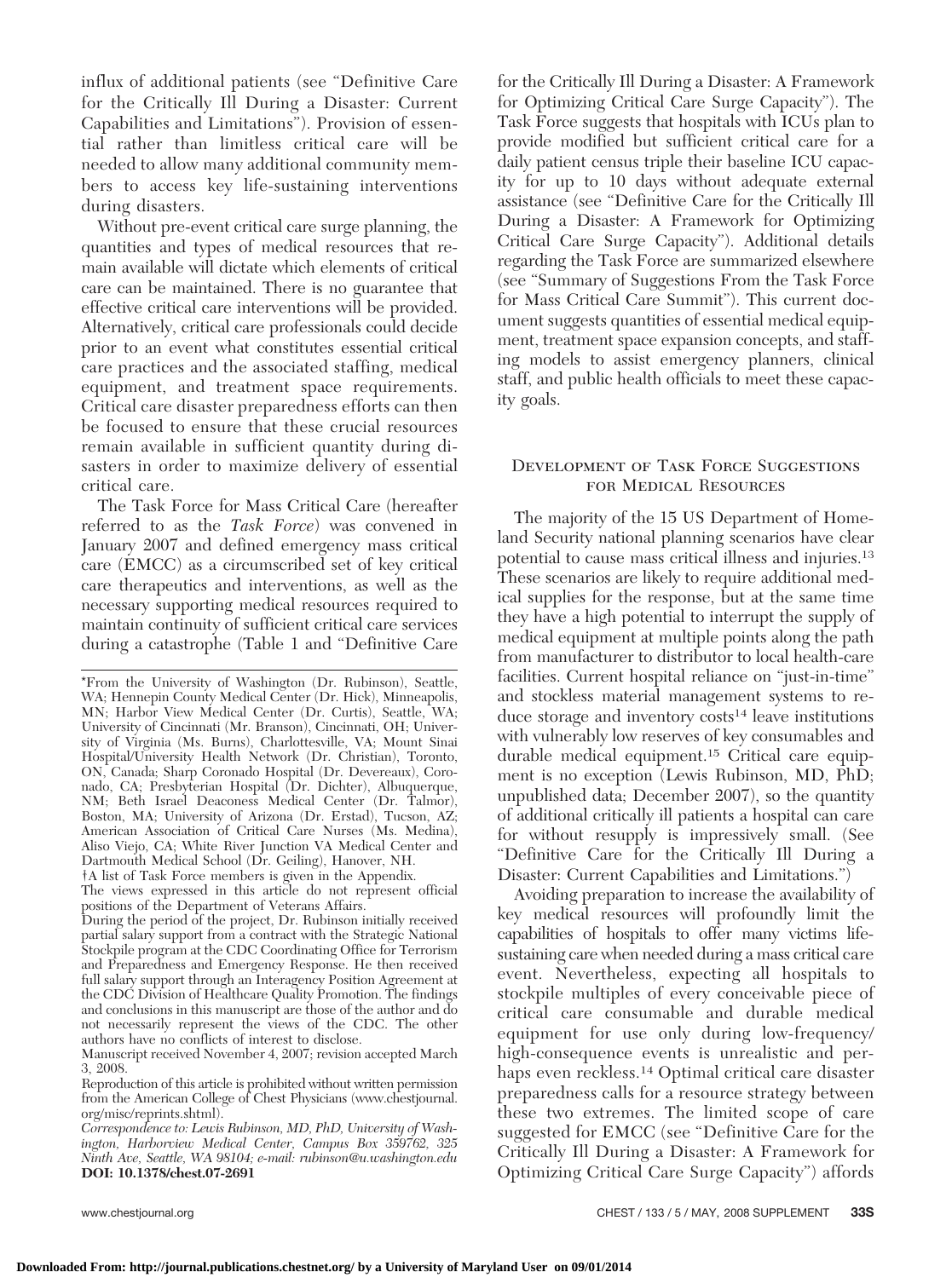influx of additional patients (see "Definitive Care for the Critically Ill During a Disaster: Current Capabilities and Limitations"). Provision of essential rather than limitless critical care will be needed to allow many additional community members to access key life-sustaining interventions during disasters.

Without pre-event critical care surge planning, the quantities and types of medical resources that remain available will dictate which elements of critical care can be maintained. There is no guarantee that effective critical care interventions will be provided. Alternatively, critical care professionals could decide prior to an event what constitutes essential critical care practices and the associated staffing, medical equipment, and treatment space requirements. Critical care disaster preparedness efforts can then be focused to ensure that these crucial resources remain available in sufficient quantity during disasters in order to maximize delivery of essential critical care.

The Task Force for Mass Critical Care (hereafter referred to as the *Task Force*) was convened in January 2007 and defined emergency mass critical care (EMCC) as a circumscribed set of key critical care therapeutics and interventions, as well as the necessary supporting medical resources required to maintain continuity of sufficient critical care services during a catastrophe (Table 1 and "Definitive Care for the Critically Ill During a Disaster: A Framework for Optimizing Critical Care Surge Capacity"). The Task Force suggests that hospitals with ICUs plan to provide modified but sufficient critical care for a daily patient census triple their baseline ICU capacity for up to 10 days without adequate external assistance (see "Definitive Care for the Critically Ill During a Disaster: A Framework for Optimizing Critical Care Surge Capacity"). Additional details regarding the Task Force are summarized elsewhere (see "Summary of Suggestions From the Task Force for Mass Critical Care Summit"). This current document suggests quantities of essential medical equipment, treatment space expansion concepts, and staffing models to assist emergency planners, clinical staff, and public health officials to meet these capacity goals.

## Development of Task Force Suggestions for Medical Resources

The majority of the 15 US Department of Homeland Security national planning scenarios have clear potential to cause mass critical illness and injuries.[13] These scenarios are likely to require additional medical supplies for the response, but at the same time they have a high potential to interrupt the supply of medical equipment at multiple points along the path from manufacturer to distributor to local health-care facilities. Current hospital reliance on "just-in-time" and stockless material management systems to reduce storage and inventory costs[14] leave institutions with vulnerably low reserves of key consumables and durable medical equipment.[15] Critical care equipment is no exception (Lewis Rubinson, MD, PhD; unpublished data; December 2007), so the quantity of additional critically ill patients a hospital can care for without resupply is impressively small. (See "Definitive Care for the Critically Ill During a Disaster: Current Capabilities and Limitations.")

Avoiding preparation to increase the availability of key medical resources will profoundly limit the capabilities of hospitals to offer many victims life-sustaining care when needed during a mass critical care event. Nevertheless, expecting all hospitals to stockpile multiples of every conceivable piece of critical care consumable and durable medical equipment for use only during low-frequency/high-consequence events is unrealistic and perhaps even reckless.[14] Optimal critical care disaster preparedness calls for a resource strategy between these two extremes. The limited scope of care suggested for EMCC (see "Definitive Care for the Critically Ill During a Disaster: A Framework for Optimizing Critical Care Surge Capacity") affords

---

*From the University of Washington (Dr. Rubinson), Seattle, WA; Hennepin County Medical Center (Dr. Hick), Minneapolis, MN; Harbor View Medical Center (Dr. Curtis), Seattle, WA; University of Cincinnati (Mr. Branson), Cincinnati, OH; University of Virginia (Ms. Burns), Charlottesville, VA; Mount Sinai Hospital/University Health Network (Dr. Christian), Toronto, ON, Canada; Sharp Coronado Hospital (Dr. Devereaux), Coronado, CA; Presbyterian Hospital (Dr. Dichter), Albuquerque, NM; Beth Israel Deaconess Medical Center (Dr. Talmor), Boston, MA; University of Arizona (Dr. Erstad), Tucson, AZ; American Association of Critical Care Nurses (Ms. Medina), Aliso Viejo, CA; White River Junction VA Medical Center and Dartmouth Medical School (Dr. Geiling), Hanover, NH.

†A list of Task Force members is given in the Appendix.

The views expressed in this article do not represent official positions of the Department of Veterans Affairs.

During the period of the project, Dr. Rubinson initially received partial salary support from a contract with the Strategic National Stockpile program at the CDC Coordinating Office for Terrorism and Preparedness and Emergency Response. He then received full salary support through an Interagency Position Agreement at the CDC Division of Healthcare Quality Promotion. The findings and conclusions in this manuscript are those of the author and do not necessarily represent the views of the CDC. The other authors have no conflicts of interest to disclose.

Manuscript received November 4, 2007; revision accepted March 3, 2008.

Reproduction of this article is prohibited without written permission from the American College of Chest Physicians (www.chestjournal.org/misc/reprints.shtml).

*Correspondence to: Lewis Rubinson, MD, PhD, University of Washington, Harborview Medical Center, Campus Box 359762, 325 Ninth Ave, Seattle, WA 98104; e-mail: rubinson@u.washington.edu*

**DOI: 10.1378/chest.07-2691**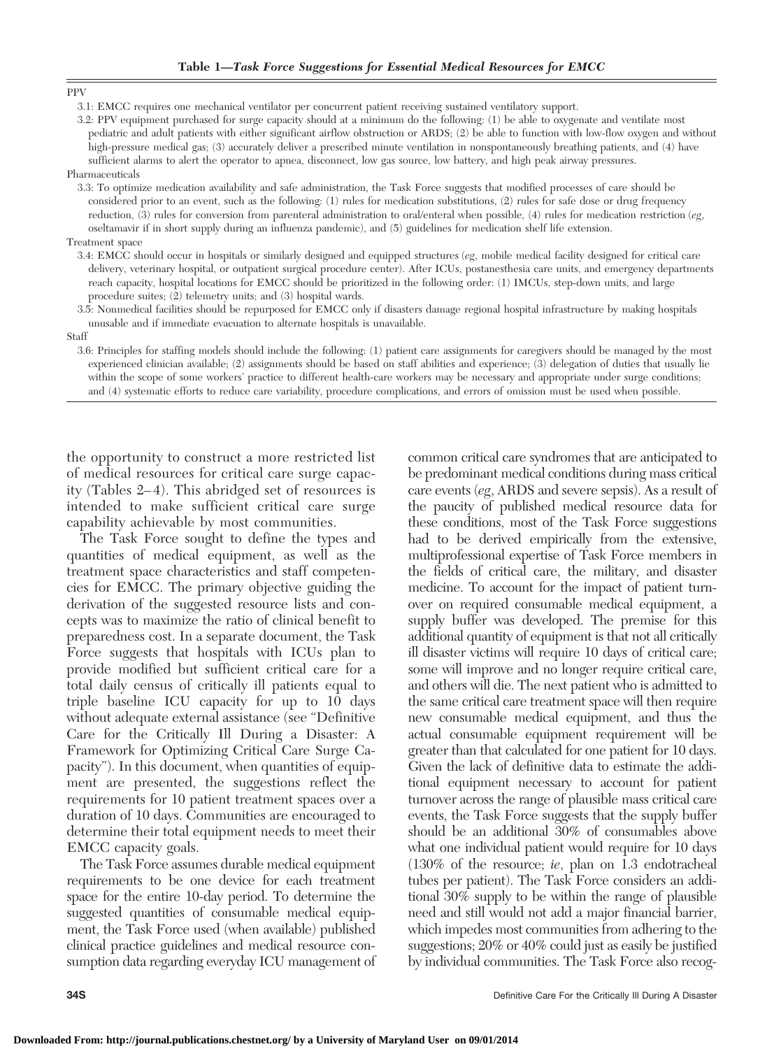**Table 1—*Task Force Suggestions for Essential Medical Resources for EMCC***

PPV

3.1: EMCC requires one mechanical ventilator per concurrent patient receiving sustained ventilatory support.

3.2: PPV equipment purchased for surge capacity should at a minimum do the following: (1) be able to oxygenate and ventilate most pediatric and adult patients with either significant airflow obstruction or ARDS; (2) be able to function with low-flow oxygen and without high-pressure medical gas; (3) accurately deliver a prescribed minute ventilation in nonspontaneously breathing patients, and (4) have sufficient alarms to alert the operator to apnea, disconnect, low gas source, low battery, and high peak airway pressures.

Pharmaceuticals

3.3: To optimize medication availability and safe administration, the Task Force suggests that modified processes of care should be considered prior to an event, such as the following: (1) rules for medication substitutions, (2) rules for safe dose or drug frequency reduction, (3) rules for conversion from parenteral administration to oral/enteral when possible, (4) rules for medication restriction (*eg*, oseltamavir if in short supply during an influenza pandemic), and (5) guidelines for medication shelf life extension.

Treatment space

3.4: EMCC should occur in hospitals or similarly designed and equipped structures (*eg*, mobile medical facility designed for critical care delivery, veterinary hospital, or outpatient surgical procedure center). After ICUs, postanesthesia care units, and emergency departments reach capacity, hospital locations for EMCC should be prioritized in the following order: (1) IMCUs, step-down units, and large procedure suites; (2) telemetry units; and (3) hospital wards.

3.5: Nonmedical facilities should be repurposed for EMCC only if disasters damage regional hospital infrastructure by making hospitals unusable and if immediate evacuation to alternate hospitals is unavailable.

Staff

3.6: Principles for staffing models should include the following: (1) patient care assignments for caregivers should be managed by the most experienced clinician available; (2) assignments should be based on staff abilities and experience; (3) delegation of duties that usually lie within the scope of some workers' practice to different health-care workers may be necessary and appropriate under surge conditions; and (4) systematic efforts to reduce care variability, procedure complications, and errors of omission must be used when possible.

the opportunity to construct a more restricted list of medical resources for critical care surge capacity (Tables 2–4). This abridged set of resources is intended to make sufficient critical care surge capability achievable by most communities.

The Task Force sought to define the types and quantities of medical equipment, as well as the treatment space characteristics and staff competencies for EMCC. The primary objective guiding the derivation of the suggested resource lists and concepts was to maximize the ratio of clinical benefit to preparedness cost. In a separate document, the Task Force suggests that hospitals with ICUs plan to provide modified but sufficient critical care for a total daily census of critically ill patients equal to triple baseline ICU capacity for up to 10 days without adequate external assistance (see "Definitive Care for the Critically Ill During a Disaster: A Framework for Optimizing Critical Care Surge Capacity"). In this document, when quantities of equipment are presented, the suggestions reflect the requirements for 10 patient treatment spaces over a duration of 10 days. Communities are encouraged to determine their total equipment needs to meet their EMCC capacity goals.

The Task Force assumes durable medical equipment requirements to be one device for each treatment space for the entire 10-day period. To determine the suggested quantities of consumable medical equipment, the Task Force used (when available) published clinical practice guidelines and medical resource consumption data regarding everyday ICU management of common critical care syndromes that are anticipated to be predominant medical conditions during mass critical care events (*eg*, ARDS and severe sepsis). As a result of the paucity of published medical resource data for these conditions, most of the Task Force suggestions had to be derived empirically from the extensive, multiprofessional expertise of Task Force members in the fields of critical care, the military, and disaster medicine. To account for the impact of patient turnover on required consumable medical equipment, a supply buffer was developed. The premise for this additional quantity of equipment is that not all critically ill disaster victims will require 10 days of critical care; some will improve and no longer require critical care, and others will die. The next patient who is admitted to the same critical care treatment space will then require new consumable medical equipment, and thus the actual consumable equipment requirement will be greater than that calculated for one patient for 10 days. Given the lack of definitive data to estimate the additional equipment necessary to account for patient turnover across the range of plausible mass critical care events, the Task Force suggests that the supply buffer should be an additional 30% of consumables above what one individual patient would require for 10 days (130% of the resource; *ie*, plan on 1.3 endotracheal tubes per patient). The Task Force considers an additional 30% supply to be within the range of plausible need and still would not add a major financial barrier, which impedes most communities from adhering to the suggestions; 20% or 40% could just as easily be justified by individual communities. The Task Force also recog-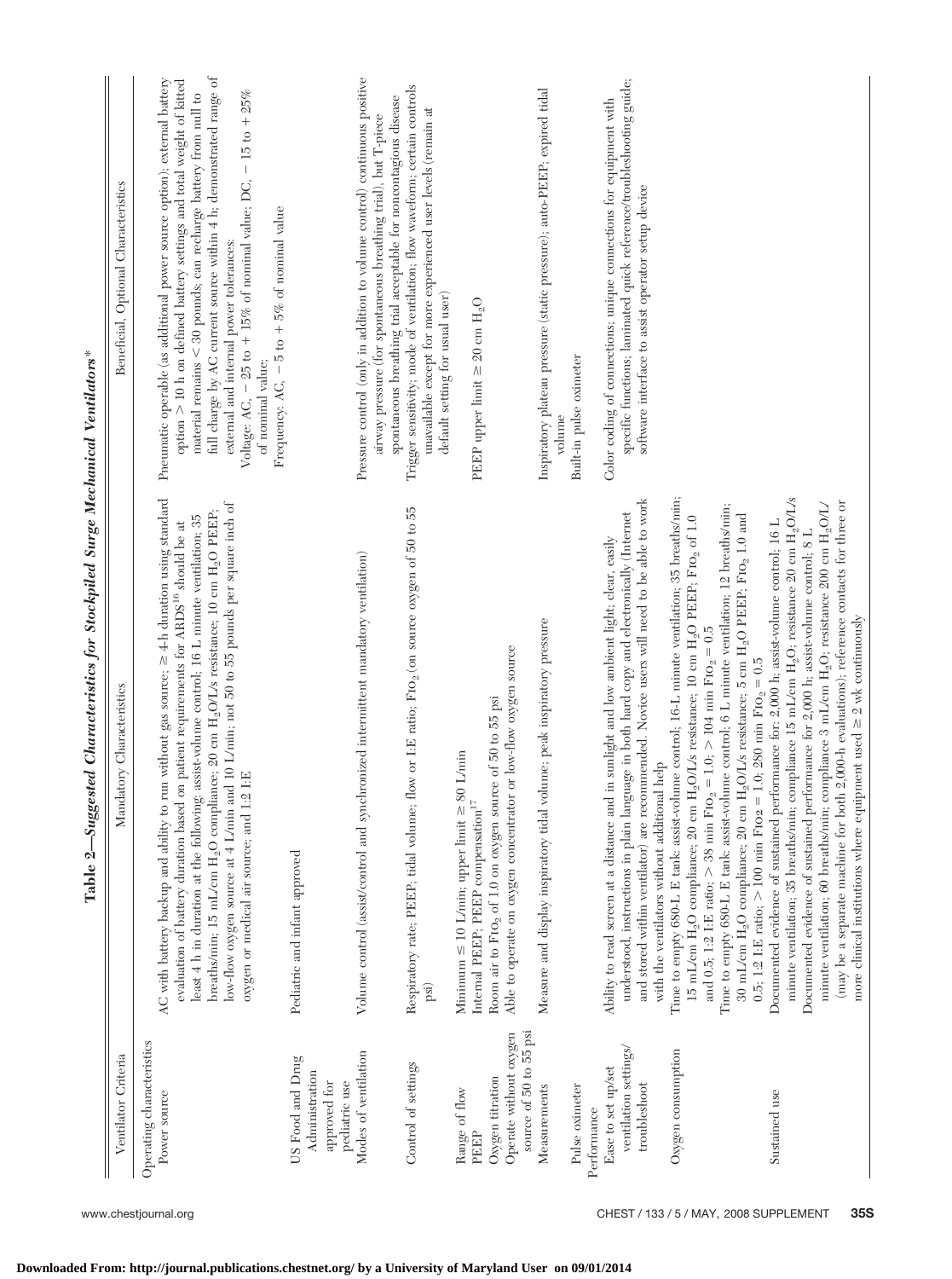**Table 2—Suggested Characteristics for Stockpiled Surge Mechanical Ventilators***

| Ventilator Criteria | Mandatory Characteristics | Beneficial, Optional Characteristics |
|---|---|---|
| Operating characteristics | | |
| Power source | AC with battery backup and ability to run without gas source; ≥ 4-h duration using standard evaluation of battery duration based on patient requirements for ARDS[16] should be at least 4 h in duration at the following: assist-volume control; 16 L minute ventilation; 35 breaths/min; 15 mL/cm $H_2O$ compliance; 20 cm $H_2O$/L/s resistance; 10 cm $H_2O$ PEEP; low-flow oxygen source at 4 L/min and 10 L/min; not 50 to 55 pounds per square inch of oxygen or medical air source; and 1:2 I:E | Pneumatic operable (as additional power source option); external battery option > 10 h on defined battery settings and total weight of kitted material remains < 30 pounds; can recharge battery from null to full charge by AC current source within 4 h; demonstrated range of external and internal power tolerances: Voltage: AC, − 25 to + 15% of nominal value; DC, − 15 to + 25% of nominal value; Frequency: AC, − 5 to + 5% of nominal value |
| US Food and Drug Administration approved for pediatric use | Pediatric and infant approved | |
| Modes of ventilation | Volume control (assist/control and synchronized intermittent mandatory ventilation) | Pressure control (only in addition to volume control) continuous positive airway pressure (for spontaneous breathing trial), but T-piece spontaneous breathing trial acceptable for noncontagious disease |
| Control of settings | Respiratory rate; PEEP; tidal volume; flow or I:E ratio; $F_{IO_2}$ (on source oxygen of 50 to 55 psi) | Trigger sensitivity; mode of ventilation; flow waveform; certain controls unavailable except for more experienced user levels (remain at default setting for usual user) |
| Range of flow | Minimum ≤ 10 L/min; upper limit ≥ 80 L/min | |
| PEEP | Internal PEEP; PEEP compensation[17] | PEEP upper limit ≥ 20 cm $H_2O$ |
| Oxygen titration | Room air to $F_{IO_2}$ of 1.0 on oxygen source of 50 to 55 psi | |
| Operate without oxygen source of 50 to 55 psi | Able to operate on oxygen concentrator or low-flow oxygen source | |
| Measurements | Measure and display inspiratory tidal volume; peak inspiratory pressure | Inspiratory plateau pressure (static pressure); auto-PEEP; expired tidal volume |
| Pulse oximeter | | Built-in pulse oximeter |
| Performance | | |
| Ease to set up/set ventilation settings/troubleshoot | Ability to read screen at a distance and in sunlight and low ambient light; clear, easily understood, instructions in plain language in both hard copy and electronically (Internet and stored within ventilator) are recommended. Novice users will need to be able to work with the ventilators without additional help | Color coding of connections; unique connections for equipment with specific functions; laminated quick reference/troubleshooting guide; software interface to assist operator setup device |
| Oxygen consumption | Time to empty 680-L E tank: assist-volume control; 16-L minute ventilation; 35 breaths/min; 15 mL/cm $H_2O$ compliance; 20 cm $H_2O$/L/s resistance; 10 cm $H_2O$ PEEP; $F_{IO_2}$ of 1.0 and 0.5; 1:2 I:E ratio; > 38 min $F_{IO_2}$ = 1.0; > 104 min $F_{IO_2}$ = 0.5<br>Time to empty 680-L E tank: assist-volume control; 6 L minute ventilation; 12 breaths/min; 30 mL/cm $H_2O$ compliance; 20 cm $H_2O$/L/s resistance; 5 cm $H_2O$ PEEP, $F_{IO_2}$ 1.0 and 0.5; 1:2 I:E ratio; > 100 min $F_{IO_2}$ = 1.0; 280 min $F_{IO_2}$ = 0.5 | |
| Sustained use | Documented evidence of sustained performance for: 2,000 h; assist-volume control; 16 L minute ventilation; 35 breaths/min; compliance 15 mL/cm $H_2O$; resistance 20 cm $H_2O$/L/s<br>Documented evidence of sustained performance for 2,000 h; assist-volume control; 8 L minute ventilation; 60 breaths/min; compliance 3 mL/cm $H_2O$; resistance 200 cm $H_2O$/L/ (may be a separate machine for both 2,000-h evaluations); reference contacts for three or more clinical institutions where equipment used ≥ 2 wk continuously | |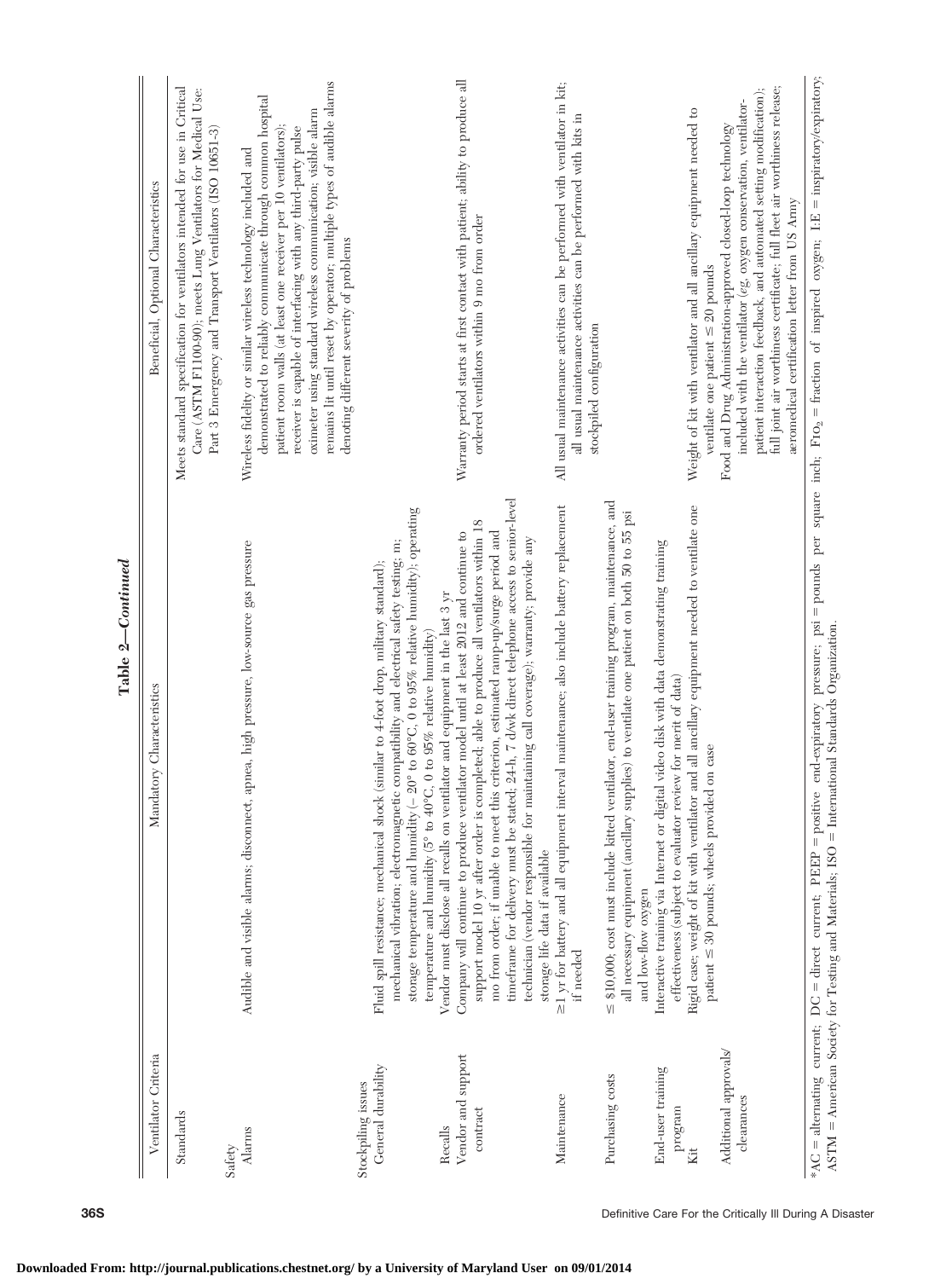**Table 2—Continued**

| Ventilator Criteria | Mandatory Characteristics | Beneficial, Optional Characteristics |
|---|---|---|
| Standards | | Meets standard specification for ventilators intended for use in Critical Care (ASTM F1100-90); meets Lung Ventilators for Medical Use: Part 3 Emergency and Transport Ventilators (ISO 10651-3) |
| Safety | | |
| Alarms | Audible and visible alarms; disconnect, apnea, high pressure, low-source gas pressure | Wireless fidelity or similar wireless technology included and demonstrated to reliably communicate through common hospital patient room walls (at least one receiver per 10 ventilators); receiver is capable of interfacing with any third-party pulse oximeter using standard wireless communication; visible alarm remains lit until reset by operator; multiple types of audible alarms denoting different severity of problems |
| Stockpiling issues | | |
| General durability | Fluid spill resistance; mechanical shock (similar to 4-foot drop, military standard); mechanical vibration; electromagnetic compatibility and electrical safety testing; m; storage temperature and humidity (− 20° to 60°C, 0 to 95% relative humidity); operating temperature and humidity (5° to 40°C, 0 to 95% relative humidity) | |
| Recalls | Vendor must disclose all recalls on ventilator and equipment in the last 3 yr | |
| Vendor and support contract | Company will continue to produce ventilator model until at least 2012 and continue to support model 10 yr after order is completed; able to produce all ventilators within 18 mo from order; if unable to meet this criterion, estimated ramp-up/surge period and timeframe for delivery must be stated; 24-h, 7 d/wk direct telephone access to senior-level technician (vendor responsible for maintaining call coverage); warranty; provide any storage life data if available | Warranty period starts at first contact with patient; ability to produce all ordered ventilators within 9 mo from order |
| Maintenance | ≥1 yr for battery and all equipment interval maintenance; also include battery replacement if needed | All usual maintenance activities can be performed with ventilator in kit; all usual maintenance activities can be performed with kits in stockpiled configuration |
| Purchasing costs | ≤ $10,000; cost must include kitted ventilator, end-user training program, maintenance, and all necessary equipment (ancillary supplies) to ventilate one patient on both 50 to 55 psi and low-flow oxygen | |
| End-user training program | Interactive training via Internet or digital video disk with data demonstrating training effectiveness (subject to evaluator review for merit of data) | |
| Kit | Rigid case; weight of kit with ventilator and all ancillary equipment needed to ventilate one patient ≤ 30 pounds; wheels provided on case | Weight of kit with ventilator and all ancillary equipment needed to ventilate one patient ≤ 20 pounds |
| Additional approvals/ clearances | | Food and Drug Administration-approved closed-loop technology included with the ventilator (eg, oxygen conservation, ventilator-patient interaction feedback, and automated setting modification); full joint air worthiness certificate; full fleet air worthiness release; aeromedical certification letter from US Army |

*AC = alternating current; DC = direct current; PEEP = positive end-expiratory pressure; psi = pounds per square inch; $F_{IO_2}$ = fraction of inspired oxygen; I:E = inspiratory/expiratory; ASTM = American Society for Testing and Materials; ISO = International Standards Organization.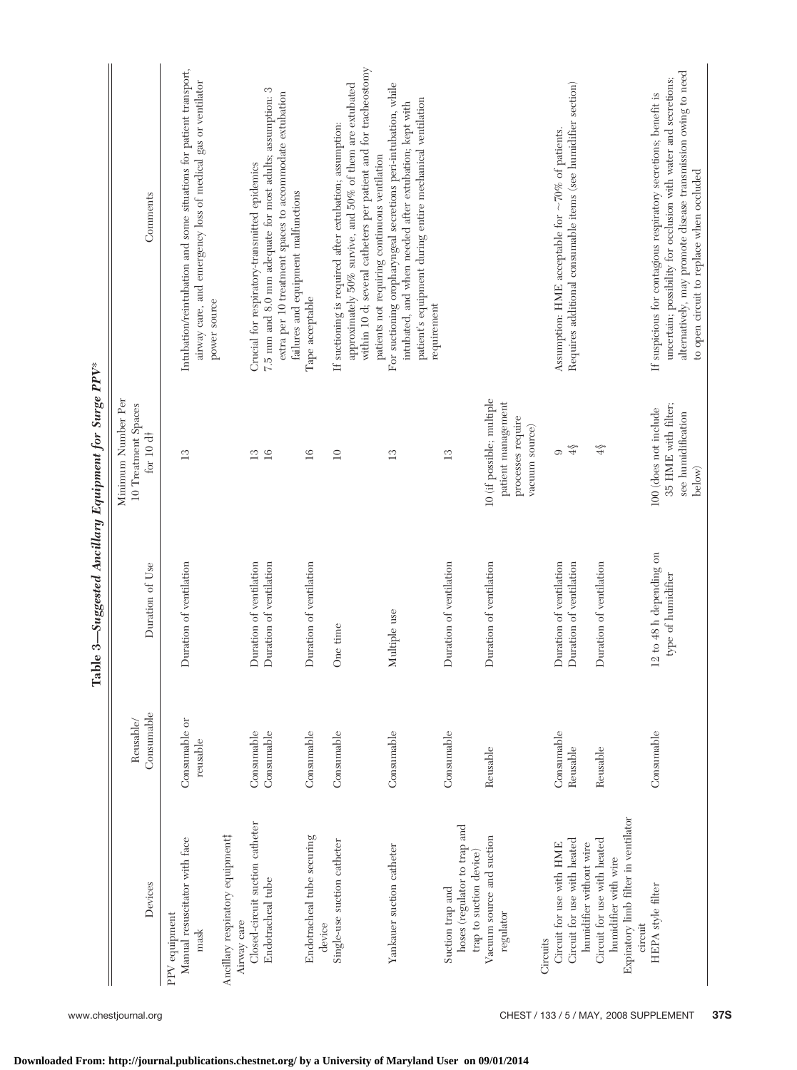**Table 3—*Suggested Ancillary Equipment for Surge PPV****

| Devices | Reusable/ Consumable | Duration of Use | Minimum Number Per 10 Treatment Spaces for 10 d† | Comments |
|---|---|---|---|---|
| PPV equipment | | | | |
| Manual resuscitator with face mask | Consumable or reusable | Duration of ventilation | 13 | Intubation/reintubation and some situations for patient transport, airway care, and emergency loss of medical gas or ventilator power source |
| Ancillary respiratory equipment‡ | | | | |
| Airway care | | | | |
| Closed-circuit suction catheter | Consumable | Duration of ventilation | 13 | Crucial for respiratory-transmitted epidemics |
| Endotracheal tube | Consumable | Duration of ventilation | 16 | 7.5 mm and 8.0 mm adequate for most adults; assumption: 3 extra per 10 treatment spaces to accommodate extubation failures and equipment malfunctions |
| Endotracheal tube securing device | Consumable | Duration of ventilation | 16 | Tape acceptable |
| Single-use suction catheter | Consumable | One time | 10 | If suctioning is required after extubation; assumption: approximately 50% survive, and 50% of them are extubated within 10 d; several catheters per patient and for tracheostomy patients not requiring continuous ventilation |
| Yankauer suction catheter | Consumable | Multiple use | 13 | For suctioning oropharyngeal secretions peri-intubation, while intubated, and when needed after extubation; kept with patient's equipment during entire mechanical ventilation requirement |
| Suction trap and hoses (regulator to trap and trap to suction device) | Consumable | Duration of ventilation | 13 | |
| Vacuum source and suction regulator | Reusable | Duration of ventilation | 10 (if possible; multiple patient management processes require vacuum source) | |
| Circuits | | | | |
| Circuit for use with HME | Consumable | Duration of ventilation | 9 | Assumption: HME acceptable for ~70% of patients. |
| Circuit for use with heated humidifier without wire | Reusable | Duration of ventilation | 4§ | Requires additional consumable items (see humidifier section) |
| Circuit for use with heated humidifier with wire | Reusable | Duration of ventilation | 4§ | |
| Expiratory limb filter in ventilator circuit | | | | |
| HEPA style filter | Consumable | 12 to 48 h depending on type of humidifier | 100 (does not include 35 HME with filter; see humidification below) | If suspicions for contagious respiratory secretions; benefit is uncertain; possibility for occlusion with water and secretions; alternatively, may promote disease transmission owing to need to open circuit to replace when occluded |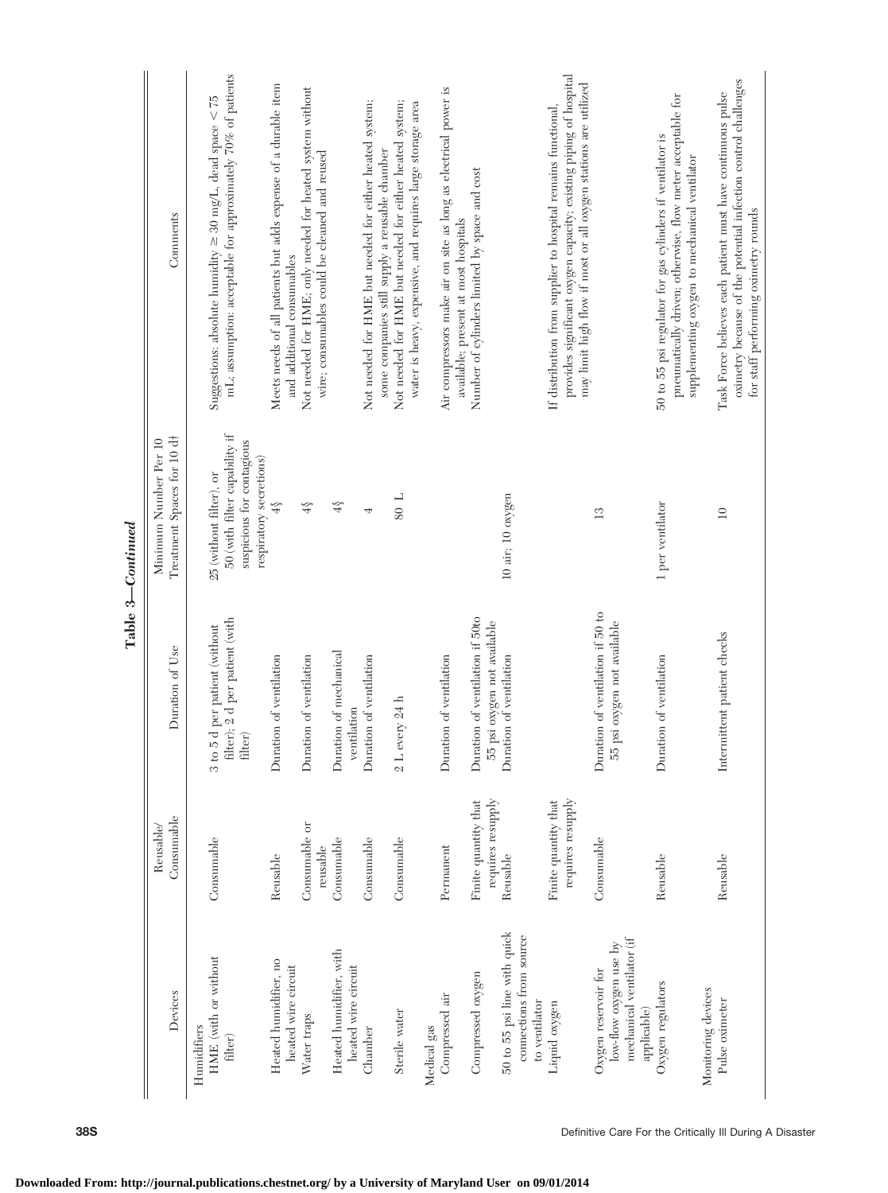**Table 3—*Continued***

| Devices | Reusable/ Consumable | Duration of Use | Minimum Number Per 10 Treatment Spaces for 10 d† | Comments |
|---|---|---|---|---|
| Humidifiers | | | | |
| HME (with or without filter) | Consumable | 3 to 5 d per patient (without filter); 2 d per patient (with filter) | 25 (without filter), or 50 (with filter capability if suspicious for contagious respiratory secretions) | Suggestions: absolute humidity ≥ 30 mg/L, dead space < 75 mL; assumption: acceptable for approximately 70% of patients |
| Heated humidifier, no heated wire circuit | Reusable | Duration of ventilation | 4§ | Meets needs of all patients but adds expense of a durable item and additional consumables |
| Water traps | Consumable or reusable | Duration of ventilation | 4§ | Not needed for HME; only needed for heated system without wire; consumables could be cleaned and reused |
| Heated humidifier, with heated wire circuit | Consumable | Duration of mechanical ventilation | 4§ | |
| Chamber | Consumable | Duration of ventilation | 4 | Not needed for HME but needed for either heated system; some companies still supply a reusable chamber |
| Sterile water | Consumable | 2 L every 24 h | 80 L | Not needed for HME but needed for either heated system; water is heavy, expensive, and requires large storage area |
| Medical gas | | | | |
| Compressed air | Permanent | Duration of ventilation | | Air compressors make air on site as long as electrical power is available; present at most hospitals |
| Compressed oxygen | Finite quantity that requires resupply | Duration of ventilation if 50to 55 psi oxygen not available | | Number of cylinders limited by space and cost |
| 50 to 55 psi line with quick connections from source to ventilator | Reusable | Duration of ventilation | 10 air; 10 oxygen | |
| Liquid oxygen | Finite quantity that requires resupply | | | If distribution from supplier to hospital remains functional, provides significant oxygen capacity; existing piping of hospital may limit high flow if most or all oxygen stations are utilized |
| Oxygen reservoir for low-flow oxygen use by mechanical ventilator (if applicable) | Consumable | Duration of ventilation if 50 to 55 psi oxygen not available | 13 | |
| Oxygen regulators | Reusable | Duration of ventilation | 1 per ventilator | 50 to 55 psi regulator for gas cylinders if ventilator is pneumatically driven; otherwise, flow meter acceptable for supplementing oxygen to mechanical ventilator |
| Monitoring devices | | | | |
| Pulse oximeter | Reusable | Intermittent patient checks | 10 | Task Force believes each patient must have continuous pulse oximetry because of the potential infection control challenges for staff performing oximetry rounds |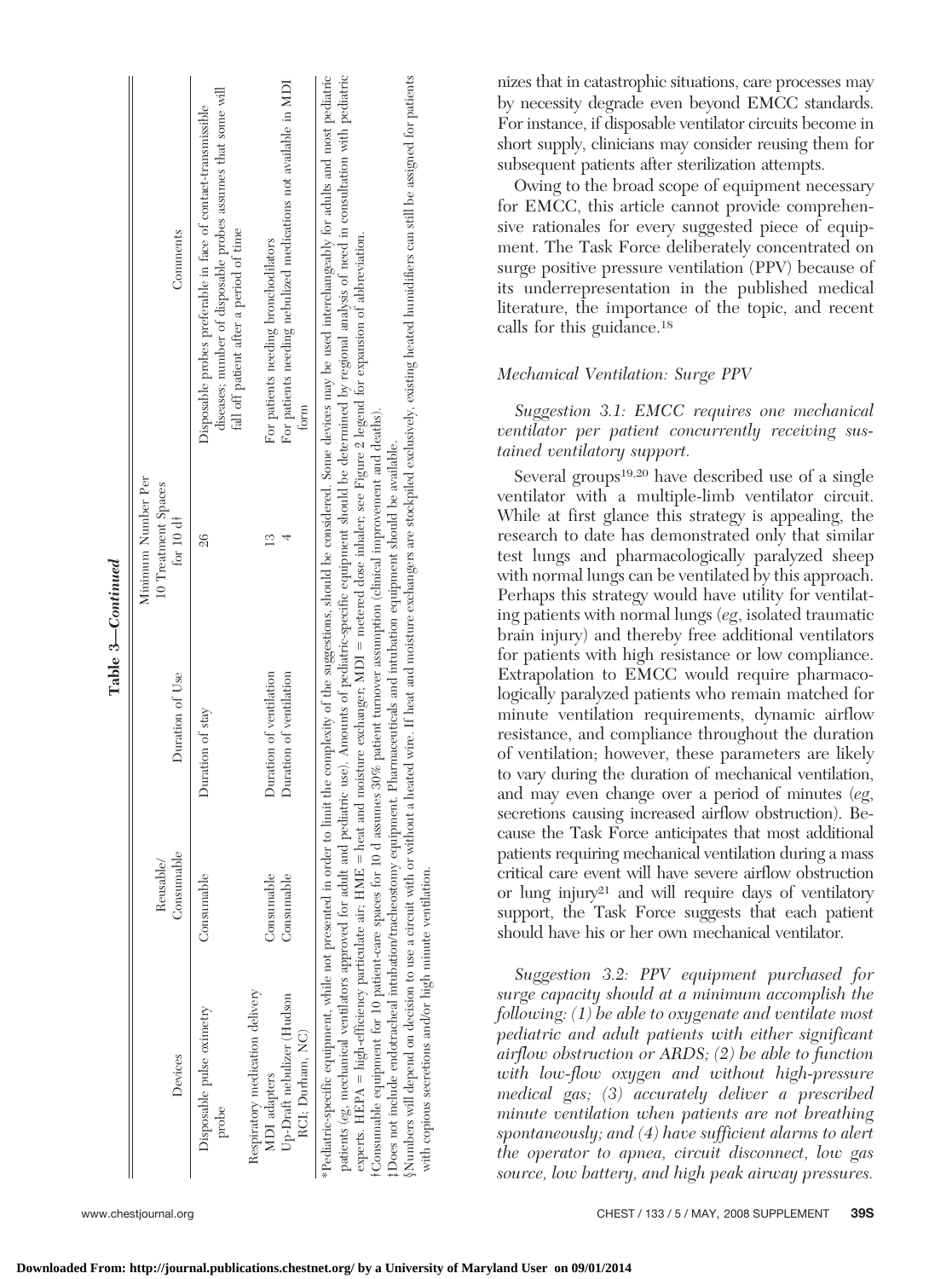**Table 3—Continued**

| Devices | Reusable/Consumable | Duration of Use | Minimum Number Per 10 Treatment Spaces for 10 d† | Comments |
|---|---|---|---|---|
| Disposable pulse oximetry probe | Consumable | Duration of stay | 26 | Disposable probes preferable in face of contact-transmissible diseases; number of disposable probes assumes that some will fall off patient after a period of time |
| Respiratory medication delivery | | | | |
| MDI adapters | Consumable | Duration of ventilation | 13 | For patients needing bronchodilators |
| Up-Draft nebulizer (Hudson RCI; Durham, NC) | Consumable | Duration of ventilation | 4 | For patients needing nebulized medications not available in MDI form |

*Pediatric-specific equipment, while not presented in order to limit the complexity of the suggestions, should be considered. Some devices may be used interchangeably for adults and most pediatric patients (eg, mechanical ventilators approved for adult and pediatric use). Amounts of pediatric-specific equipment should be determined by regional analysis of need in consultation with pediatric experts. HEPA = high-efficiency particulate air; HME = heat and moisture exchanger; MDI = metered dose inhaler; see Figure 2 legend for expansion of abbreviation.

†Consumable equipment for 10 patient-care spaces for 10 d assumes 30% patient turnover assumption (clinical improvement and deaths).

‡Does not include endotracheal intubation/tracheostomy equipment. Pharmaceuticals and intubation equipment should be available.

§Numbers will depend on decision to use a circuit with or without a heated wire. If heat and moisture exchangers are stockpiled exclusively, existing heated humidifiers can still be assigned for patients with copious secretions and/or high minute ventilation.

nizes that in catastrophic situations, care processes may by necessity degrade even beyond EMCC standards. For instance, if disposable ventilator circuits become in short supply, clinicians may consider reusing them for subsequent patients after sterilization attempts.

Owing to the broad scope of equipment necessary for EMCC, this article cannot provide comprehensive rationales for every suggested piece of equipment. The Task Force deliberately concentrated on surge positive pressure ventilation (PPV) because of its underrepresentation in the published medical literature, the importance of the topic, and recent calls for this guidance.[18]

### *Mechanical Ventilation: Surge PPV*

*Suggestion 3.1: EMCC requires one mechanical ventilator per patient concurrently receiving sustained ventilatory support.*

Several groups[19,20] have described use of a single ventilator with a multiple-limb ventilator circuit. While at first glance this strategy is appealing, the research to date has demonstrated only that similar test lungs and pharmacologically paralyzed sheep with normal lungs can be ventilated by this approach. Perhaps this strategy would have utility for ventilating patients with normal lungs (*eg*, isolated traumatic brain injury) and thereby free additional ventilators for patients with high resistance or low compliance. Extrapolation to EMCC would require pharmacologically paralyzed patients who remain matched for minute ventilation requirements, dynamic airflow resistance, and compliance throughout the duration of ventilation; however, these parameters are likely to vary during the duration of mechanical ventilation, and may even change over a period of minutes (*eg*, secretions causing increased airflow obstruction). Because the Task Force anticipates that most additional patients requiring mechanical ventilation during a mass critical care event will have severe airflow obstruction or lung injury[21] and will require days of ventilatory support, the Task Force suggests that each patient should have his or her own mechanical ventilator.

*Suggestion 3.2: PPV equipment purchased for surge capacity should at a minimum accomplish the following: (1) be able to oxygenate and ventilate most pediatric and adult patients with either significant airflow obstruction or ARDS; (2) be able to function with low-flow oxygen and without high-pressure medical gas; (3) accurately deliver a prescribed minute ventilation when patients are not breathing spontaneously; and (4) have sufficient alarms to alert the operator to apnea, circuit disconnect, low gas source, low battery, and high peak airway pressures.*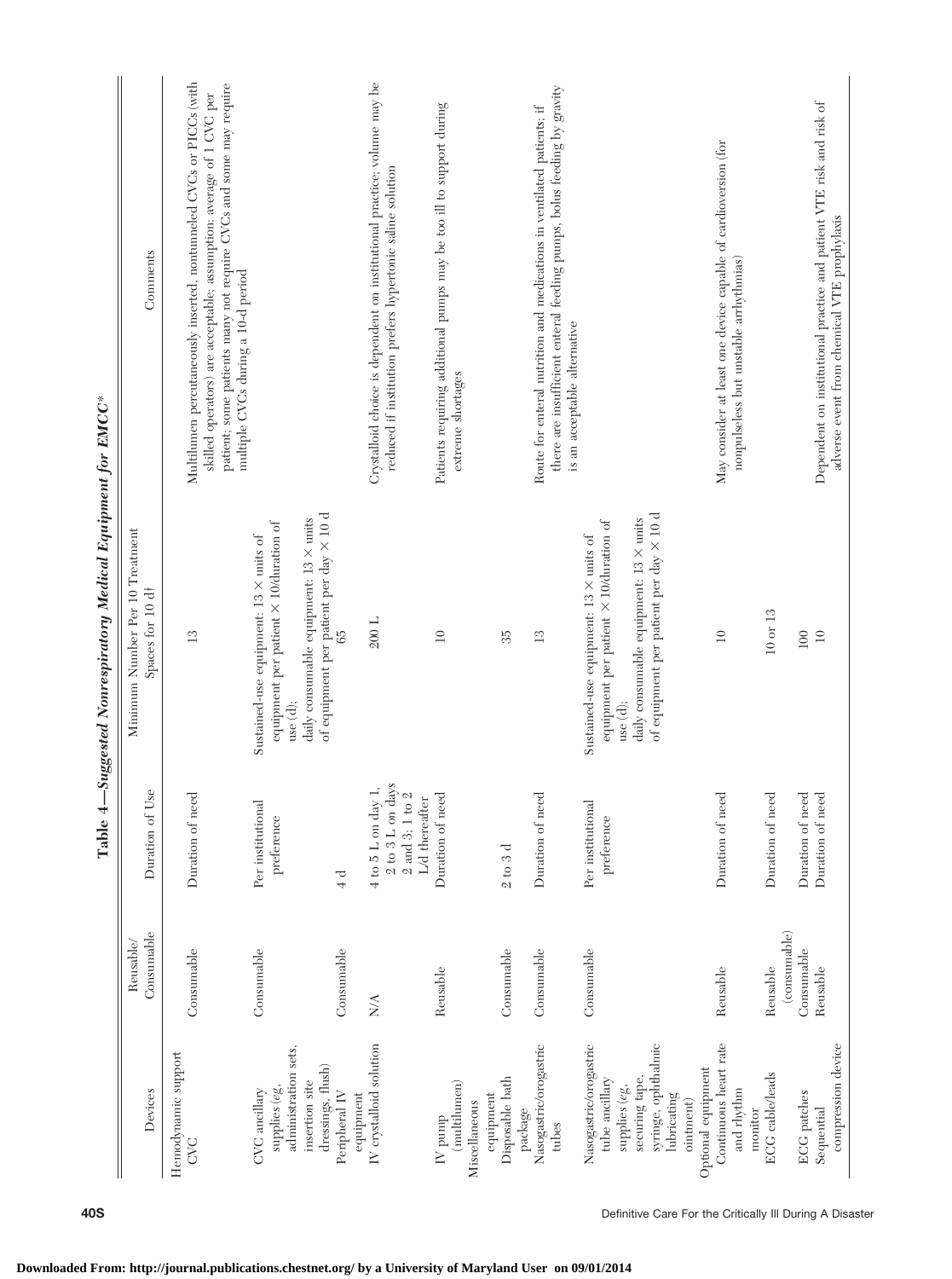**Table 4—*Suggested Nonrespiratory Medical Equipment for EMCC****

| Devices | Reusable/ Consumable | Duration of Use | Minimum Number Per 10 Treatment Spaces for 10 d† | Comments |
|---|---|---|---|---|
| Hemodynamic support | | | | |
| CVC | Consumable | Duration of need | 13 | Multilumen percutaneously inserted, nontunneled CVCs or PICCs (with skilled operators) are acceptable; assumption: average of 1 CVC per patient; some patients many not require CVCs and some may require multiple CVCs during a 10-d period |
| CVC ancillary supplies (eg, administration sets, insertion site dressings, flush) | Consumable | Per institutional preference | Sustained-use equipment: 13 × units of equipment per patient × 10/duration of use (d); daily consumable equipment: 13 × units of equipment per patient per day × 10 d | |
| Peripheral IV equipment | Consumable | 4 d | 65 | |
| IV crystalloid solution | N/A | 4 to 5 L on day 1, 2 to 3 L on days 2 and 3; 1 to 2 L/d thereafter | 200 L | Crystalloid choice is dependent on institutional practice; volume may be reduced if institution prefers hypertonic saline solution |
| IV pump (multilumen) | Reusable | Duration of need | 10 | Patients requiring additional pumps may be too ill to support during extreme shortages |
| Miscellaneous equipment | | | | |
| Disposable bath package | Consumable | 2 to 3 d | 35 | |
| Nasogastric/orogastric tubes | Consumable | Duration of need | 13 | Route for enteral nutrition and medications in ventilated patients; if there are insufficient enteral feeding pumps, bolus feeding by gravity is an acceptable alternative |
| Nasogastric/orogastric tube ancillary supplies (eg, securing tape, syringe, ophthalmic lubricating ointment) | Consumable | Per institutional preference | Sustained-use equipment: 13 × units of equipment per patient × 10/duration of use (d); daily consumable equipment: 13 × units of equipment per patient per day × 10 d | |
| Optional equipment | | | | |
| Continuous heart rate and rhythm monitor | Reusable | Duration of need | 10 | May consider at least one device capable of cardioversion (for nonpulseless but unstable arrhythmias) |
| ECG cable/leads | Reusable (consumable) | Duration of need | 10 or 13 | |
| ECG patches | Consumable | Duration of need | 100 | |
| Sequential compression device | Reusable | Duration of need | 10 | Dependent on institutional practice and patient VTE risk and risk of adverse event from chemical VTE prophylaxis |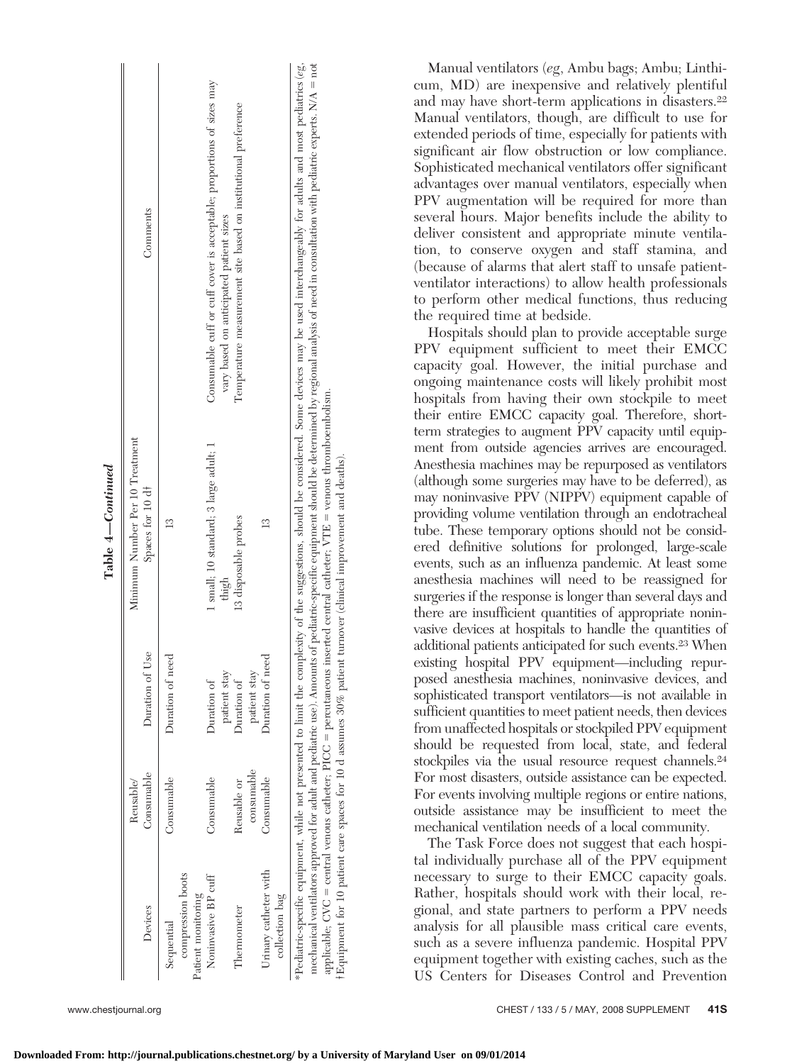**Table 4—Continued**

| Devices | Reusable/ Consumable | Duration of Use | Minimum Number Per 10 Treatment Spaces for 10 d† | Comments |
|---|---|---|---|---|
| Sequential compression boots | Consumable | Duration of need | 13 | |
| Patient monitoring | | | | |
| Noninvasive BP cuff | Consumable | Duration of patient stay | 1 small; 10 standard; 3 large adult; 1 thigh | Consumable cuff or cuff cover is acceptable; proportions of sizes may vary based on anticipated patient sizes |
| Thermometer | Reusable or consumable | Duration of patient stay | 13 disposable probes | Temperature measurement site based on institutional preference |
| Urinary catheter with collection bag | Consumable | Duration of need | 13 | |

*Pediatric-specific equipment, while not presented to limit the complexity of the suggestions, should be considered. Some devices may be used interchangeably for adults and most pediatrics (*eg*, mechanical ventilators approved for adult and pediatric use). Amounts of pediatric-specific equipment should be determined by regional analysis of need in consultation with pediatric experts. N/A = not applicable; CVC = central venous catheter; PICC = percutaneous inserted central catheter; VTE = venous thromboembolism.

†Equipment for 10 patient care spaces for 10 d assumes 30% patient turnover (clinical improvement and deaths).

Manual ventilators (*eg*, Ambu bags; Ambu; Linthicum, MD) are inexpensive and relatively plentiful and may have short-term applications in disasters.[22] Manual ventilators, though, are difficult to use for extended periods of time, especially for patients with significant air flow obstruction or low compliance. Sophisticated mechanical ventilators offer significant advantages over manual ventilators, especially when PPV augmentation will be required for more than several hours. Major benefits include the ability to deliver consistent and appropriate minute ventilation, to conserve oxygen and staff stamina, and (because of alarms that alert staff to unsafe patient-ventilator interactions) to allow health professionals to perform other medical functions, thus reducing the required time at bedside.

Hospitals should plan to provide acceptable surge PPV equipment sufficient to meet their EMCC capacity goal. However, the initial purchase and ongoing maintenance costs will likely prohibit most hospitals from having their own stockpile to meet their entire EMCC capacity goal. Therefore, short-term strategies to augment PPV capacity until equipment from outside agencies arrives are encouraged. Anesthesia machines may be repurposed as ventilators (although some surgeries may have to be deferred), as may noninvasive PPV (NIPPV) equipment capable of providing volume ventilation through an endotracheal tube. These temporary options should not be considered definitive solutions for prolonged, large-scale events, such as an influenza pandemic. At least some anesthesia machines will need to be reassigned for surgeries if the response is longer than several days and there are insufficient quantities of appropriate noninvasive devices at hospitals to handle the quantities of additional patients anticipated for such events.[23] When existing hospital PPV equipment—including repurposed anesthesia machines, noninvasive devices, and sophisticated transport ventilators—is not available in sufficient quantities to meet patient needs, then devices from unaffected hospitals or stockpiled PPV equipment should be requested from local, state, and federal stockpiles via the usual resource request channels.[24] For most disasters, outside assistance can be expected. For events involving multiple regions or entire nations, outside assistance may be insufficient to meet the mechanical ventilation needs of a local community.

The Task Force does not suggest that each hospital individually purchase all of the PPV equipment necessary to surge to their EMCC capacity goals. Rather, hospitals should work with their local, regional, and state partners to perform a PPV needs analysis for all plausible mass critical care events, such as a severe influenza pandemic. Hospital PPV equipment together with existing caches, such as the US Centers for Diseases Control and Prevention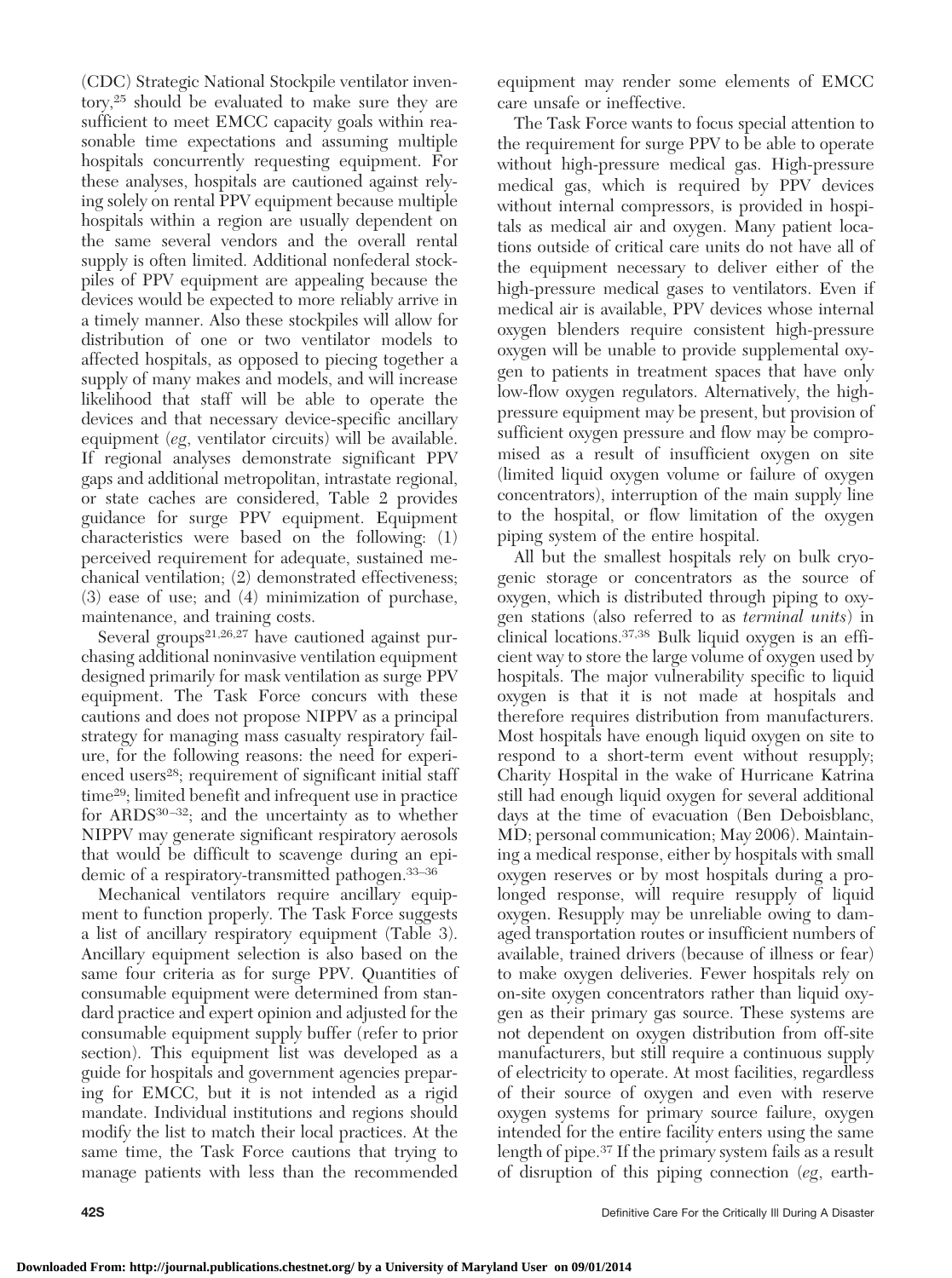(CDC) Strategic National Stockpile ventilator inventory,[25] should be evaluated to make sure they are sufficient to meet EMCC capacity goals within reasonable time expectations and assuming multiple hospitals concurrently requesting equipment. For these analyses, hospitals are cautioned against relying solely on rental PPV equipment because multiple hospitals within a region are usually dependent on the same several vendors and the overall rental supply is often limited. Additional nonfederal stockpiles of PPV equipment are appealing because the devices would be expected to more reliably arrive in a timely manner. Also these stockpiles will allow for distribution of one or two ventilator models to affected hospitals, as opposed to piecing together a supply of many makes and models, and will increase likelihood that staff will be able to operate the devices and that necessary device-specific ancillary equipment (*eg*, ventilator circuits) will be available. If regional analyses demonstrate significant PPV gaps and additional metropolitan, intrastate regional, or state caches are considered, Table 2 provides guidance for surge PPV equipment. Equipment characteristics were based on the following: (1) perceived requirement for adequate, sustained mechanical ventilation; (2) demonstrated effectiveness; (3) ease of use; and (4) minimization of purchase, maintenance, and training costs.

Several groups[21,26,27] have cautioned against purchasing additional noninvasive ventilation equipment designed primarily for mask ventilation as surge PPV equipment. The Task Force concurs with these cautions and does not propose NIPPV as a principal strategy for managing mass casualty respiratory failure, for the following reasons: the need for experienced users[28]; requirement of significant initial staff time[29]; limited benefit and infrequent use in practice for ARDS[30–32]; and the uncertainty as to whether NIPPV may generate significant respiratory aerosols that would be difficult to scavenge during an epidemic of a respiratory-transmitted pathogen.[33–36]

Mechanical ventilators require ancillary equipment to function properly. The Task Force suggests a list of ancillary respiratory equipment (Table 3). Ancillary equipment selection is also based on the same four criteria as for surge PPV. Quantities of consumable equipment were determined from standard practice and expert opinion and adjusted for the consumable equipment supply buffer (refer to prior section). This equipment list was developed as a guide for hospitals and government agencies preparing for EMCC, but it is not intended as a rigid mandate. Individual institutions and regions should modify the list to match their local practices. At the same time, the Task Force cautions that trying to manage patients with less than the recommended equipment may render some elements of EMCC care unsafe or ineffective.

The Task Force wants to focus special attention to the requirement for surge PPV to be able to operate without high-pressure medical gas. High-pressure medical gas, which is required by PPV devices without internal compressors, is provided in hospitals as medical air and oxygen. Many patient locations outside of critical care units do not have all of the equipment necessary to deliver either of the high-pressure medical gases to ventilators. Even if medical air is available, PPV devices whose internal oxygen blenders require consistent high-pressure oxygen will be unable to provide supplemental oxygen to patients in treatment spaces that have only low-flow oxygen regulators. Alternatively, the high-pressure equipment may be present, but provision of sufficient oxygen pressure and flow may be compromised as a result of insufficient oxygen on site (limited liquid oxygen volume or failure of oxygen concentrators), interruption of the main supply line to the hospital, or flow limitation of the oxygen piping system of the entire hospital.

All but the smallest hospitals rely on bulk cryogenic storage or concentrators as the source of oxygen, which is distributed through piping to oxygen stations (also referred to as *terminal units*) in clinical locations.[37,38] Bulk liquid oxygen is an efficient way to store the large volume of oxygen used by hospitals. The major vulnerability specific to liquid oxygen is that it is not made at hospitals and therefore requires distribution from manufacturers. Most hospitals have enough liquid oxygen on site to respond to a short-term event without resupply; Charity Hospital in the wake of Hurricane Katrina still had enough liquid oxygen for several additional days at the time of evacuation (Ben Deboisblanc, MD; personal communication; May 2006). Maintaining a medical response, either by hospitals with small oxygen reserves or by most hospitals during a prolonged response, will require resupply of liquid oxygen. Resupply may be unreliable owing to damaged transportation routes or insufficient numbers of available, trained drivers (because of illness or fear) to make oxygen deliveries. Fewer hospitals rely on on-site oxygen concentrators rather than liquid oxygen as their primary gas source. These systems are not dependent on oxygen distribution from off-site manufacturers, but still require a continuous supply of electricity to operate. At most facilities, regardless of their source of oxygen and even with reserve oxygen systems for primary source failure, oxygen intended for the entire facility enters using the same length of pipe.[37] If the primary system fails as a result of disruption of this piping connection (*eg*, earth-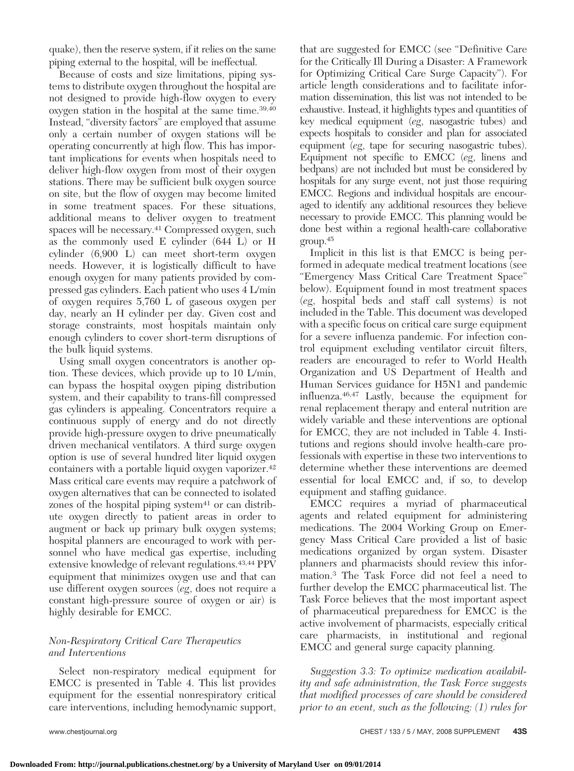quake), then the reserve system, if it relies on the same piping external to the hospital, will be ineffectual.

Because of costs and size limitations, piping systems to distribute oxygen throughout the hospital are not designed to provide high-flow oxygen to every oxygen station in the hospital at the same time.[39,40] Instead, "diversity factors" are employed that assume only a certain number of oxygen stations will be operating concurrently at high flow. This has important implications for events when hospitals need to deliver high-flow oxygen from most of their oxygen stations. There may be sufficient bulk oxygen source on site, but the flow of oxygen may become limited in some treatment spaces. For these situations, additional means to deliver oxygen to treatment spaces will be necessary.[41] Compressed oxygen, such as the commonly used E cylinder (644 L) or H cylinder (6,900 L) can meet short-term oxygen needs. However, it is logistically difficult to have enough oxygen for many patients provided by compressed gas cylinders. Each patient who uses 4 L/min of oxygen requires 5,760 L of gaseous oxygen per day, nearly an H cylinder per day. Given cost and storage constraints, most hospitals maintain only enough cylinders to cover short-term disruptions of the bulk liquid systems.

Using small oxygen concentrators is another option. These devices, which provide up to 10 L/min, can bypass the hospital oxygen piping distribution system, and their capability to trans-fill compressed gas cylinders is appealing. Concentrators require a continuous supply of energy and do not directly provide high-pressure oxygen to drive pneumatically driven mechanical ventilators. A third surge oxygen option is use of several hundred liter liquid oxygen containers with a portable liquid oxygen vaporizer.[42] Mass critical care events may require a patchwork of oxygen alternatives that can be connected to isolated zones of the hospital piping system[41] or can distribute oxygen directly to patient areas in order to augment or back up primary bulk oxygen systems; hospital planners are encouraged to work with personnel who have medical gas expertise, including extensive knowledge of relevant regulations.[43,44] PPV equipment that minimizes oxygen use and that can use different oxygen sources (*eg*, does not require a constant high-pressure source of oxygen or air) is highly desirable for EMCC.

### *Non-Respiratory Critical Care Therapeutics and Interventions*

Select non-respiratory medical equipment for EMCC is presented in Table 4. This list provides equipment for the essential nonrespiratory critical care interventions, including hemodynamic support, that are suggested for EMCC (see "Definitive Care for the Critically Ill During a Disaster: A Framework for Optimizing Critical Care Surge Capacity"). For article length considerations and to facilitate information dissemination, this list was not intended to be exhaustive. Instead, it highlights types and quantities of key medical equipment (*eg*, nasogastric tubes) and expects hospitals to consider and plan for associated equipment (*eg*, tape for securing nasogastric tubes). Equipment not specific to EMCC (*eg*, linens and bedpans) are not included but must be considered by hospitals for any surge event, not just those requiring EMCC. Regions and individual hospitals are encouraged to identify any additional resources they believe necessary to provide EMCC. This planning would be done best within a regional health-care collaborative group.[45]

Implicit in this list is that EMCC is being performed in adequate medical treatment locations (see "Emergency Mass Critical Care Treatment Space" below). Equipment found in most treatment spaces (*eg*, hospital beds and staff call systems) is not included in the Table. This document was developed with a specific focus on critical care surge equipment for a severe influenza pandemic. For infection control equipment excluding ventilator circuit filters, readers are encouraged to refer to World Health Organization and US Department of Health and Human Services guidance for H5N1 and pandemic influenza.[46,47] Lastly, because the equipment for renal replacement therapy and enteral nutrition are widely variable and these interventions are optional for EMCC, they are not included in Table 4. Institutions and regions should involve health-care professionals with expertise in these two interventions to determine whether these interventions are deemed essential for local EMCC and, if so, to develop equipment and staffing guidance.

EMCC requires a myriad of pharmaceutical agents and related equipment for administering medications. The 2004 Working Group on Emergency Mass Critical Care provided a list of basic medications organized by organ system. Disaster planners and pharmacists should review this information.[3] The Task Force did not feel a need to further develop the EMCC pharmaceutical list. The Task Force believes that the most important aspect of pharmaceutical preparedness for EMCC is the active involvement of pharmacists, especially critical care pharmacists, in institutional and regional EMCC and general surge capacity planning.

*Suggestion 3.3: To optimize medication availability and safe administration, the Task Force suggests that modified processes of care should be considered prior to an event, such as the following: (1) rules for*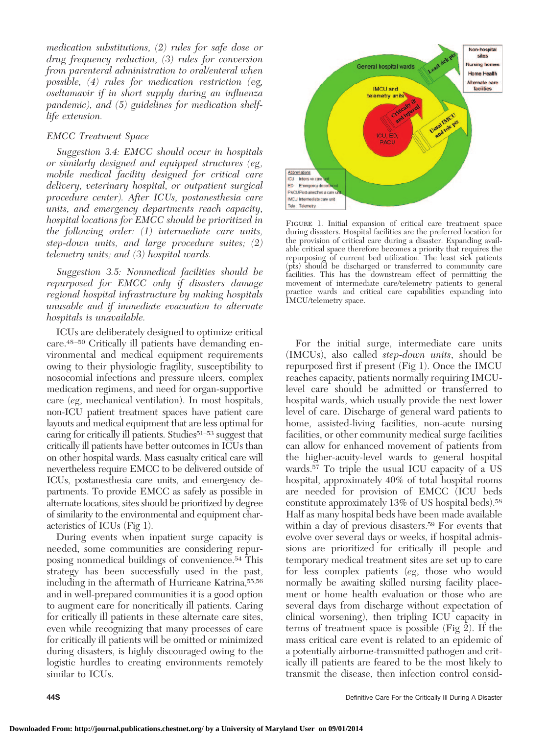*medication substitutions, (2) rules for safe dose or drug frequency reduction, (3) rules for conversion from parenteral administration to oral/enteral when possible, (4) rules for medication restriction (eg, oseltamavir if in short supply during an influenza pandemic), and (5) guidelines for medication shelf-life extension.*

### EMCC Treatment Space

*Suggestion 3.4: EMCC should occur in hospitals or similarly designed and equipped structures (eg, mobile medical facility designed for critical care delivery, veterinary hospital, or outpatient surgical procedure center). After ICUs, postanesthesia care units, and emergency departments reach capacity, hospital locations for EMCC should be prioritized in the following order: (1) intermediate care units, step-down units, and large procedure suites; (2) telemetry units; and (3) hospital wards.*

*Suggestion 3.5: Nonmedical facilities should be repurposed for EMCC only if disasters damage regional hospital infrastructure by making hospitals unusable and if immediate evacuation to alternate hospitals is unavailable.*

ICUs are deliberately designed to optimize critical care.[48–50] Critically ill patients have demanding environmental and medical equipment requirements owing to their physiologic fragility, susceptibility to nosocomial infections and pressure ulcers, complex medication regimens, and need for organ-supportive care (*eg*, mechanical ventilation). In most hospitals, non-ICU patient treatment spaces have patient care layouts and medical equipment that are less optimal for caring for critically ill patients. Studies[51–53] suggest that critically ill patients have better outcomes in ICUs than on other hospital wards. Mass casualty critical care will nevertheless require EMCC to be delivered outside of ICUs, postanesthesia care units, and emergency departments. To provide EMCC as safely as possible in alternate locations, sites should be prioritized by degree of similarity to the environmental and equipment characteristics of ICUs (Fig 1).

During events when inpatient surge capacity is needed, some communities are considering repurposing nonmedical buildings of convenience.[54] This strategy has been successfully used in the past, including in the aftermath of Hurricane Katrina,[55,56] and in well-prepared communities it is a good option to augment care for noncritically ill patients. Caring for critically ill patients in these alternate care sites, even while recognizing that many processes of care for critically ill patients will be omitted or minimized during disasters, is highly discouraged owing to the logistic hurdles to creating environments remotely similar to ICUs.

FIGURE 1. Initial expansion of critical care treatment space during disasters. Hospital facilities are the preferred location for the provision of critical care during a disaster. Expanding available critical space therefore becomes a priority that requires the repurposing of current bed utilization. The least sick patients (pts) should be discharged or transferred to community care facilities. This has the downstream effect of permitting the movement of intermediate care/telemetry patients to general practice wards and critical care capabilities expanding into IMCU/telemetry space.

For the initial surge, intermediate care units (IMCUs), also called *step-down units*, should be repurposed first if present (Fig 1). Once the IMCU reaches capacity, patients normally requiring IMCU-level care should be admitted or transferred to hospital wards, which usually provide the next lower level of care. Discharge of general ward patients to home, assisted-living facilities, non-acute nursing facilities, or other community medical surge facilities can allow for enhanced movement of patients from the higher-acuity-level wards to general hospital wards.[57] To triple the usual ICU capacity of a US hospital, approximately 40% of total hospital rooms are needed for provision of EMCC (ICU beds constitute approximately 13% of US hospital beds).[58] Half as many hospital beds have been made available within a day of previous disasters.[59] For events that evolve over several days or weeks, if hospital admissions are prioritized for critically ill people and temporary medical treatment sites are set up to care for less complex patients (*eg*, those who would normally be awaiting skilled nursing facility placement or home health evaluation or those who are several days from discharge without expectation of clinical worsening), then tripling ICU capacity in terms of treatment space is possible (Fig 2). If the mass critical care event is related to an epidemic of a potentially airborne-transmitted pathogen and critically ill patients are feared to be the most likely to transmit the disease, then infection control consid-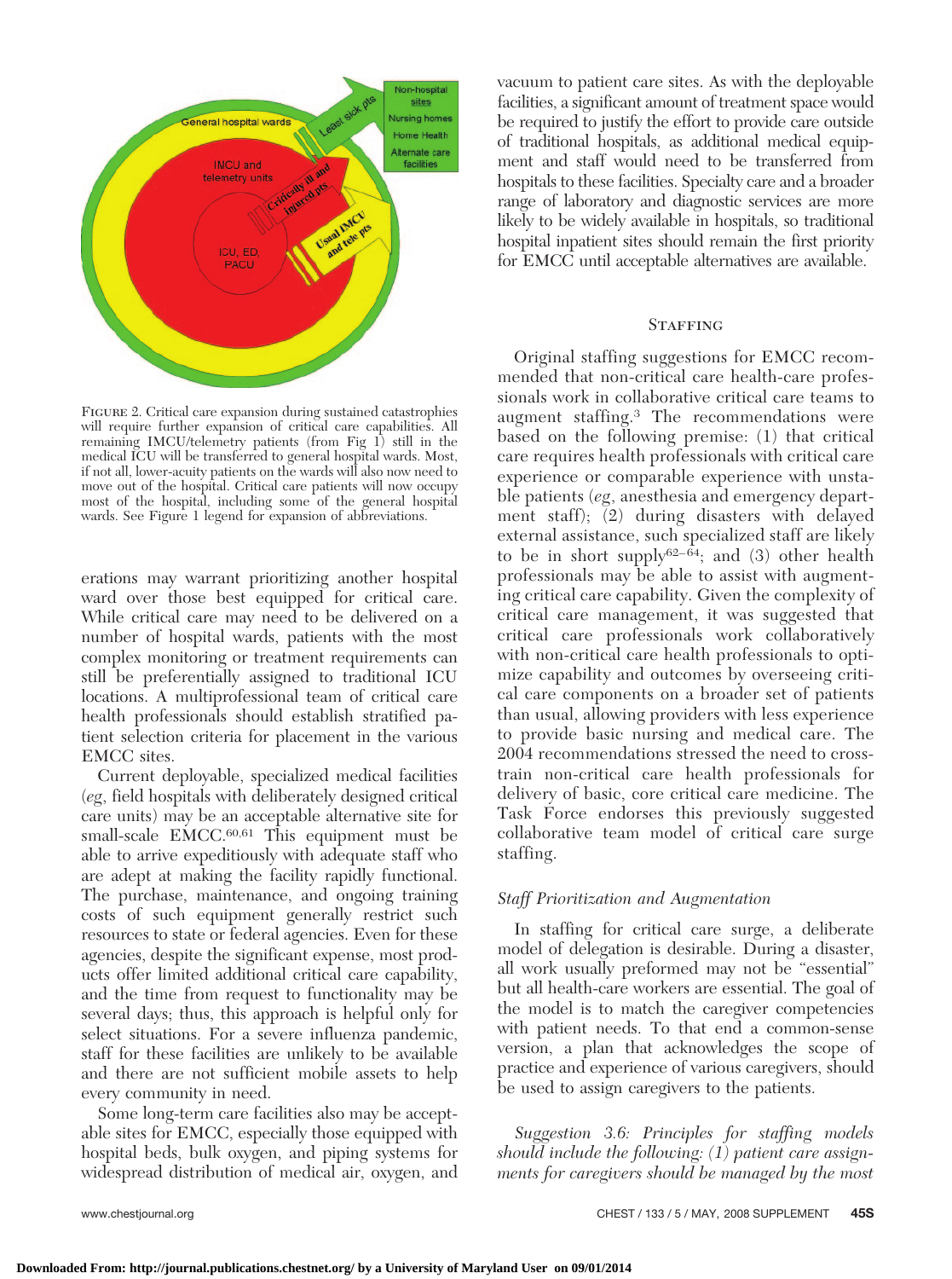FIGURE 2. Critical care expansion during sustained catastrophies will require further expansion of critical care capabilities. All remaining IMCU/telemetry patients (from Fig 1) still in the medical ICU will be transferred to general hospital wards. Most, if not all, lower-acuity patients on the wards will also now need to move out of the hospital. Critical care patients will now occupy most of the hospital, including some of the general hospital wards. See Figure 1 legend for expansion of abbreviations.

erations may warrant prioritizing another hospital ward over those best equipped for critical care. While critical care may need to be delivered on a number of hospital wards, patients with the most complex monitoring or treatment requirements can still be preferentially assigned to traditional ICU locations. A multiprofessional team of critical care health professionals should establish stratified patient selection criteria for placement in the various EMCC sites.

Current deployable, specialized medical facilities (*eg*, field hospitals with deliberately designed critical care units) may be an acceptable alternative site for small-scale EMCC.[60,61] This equipment must be able to arrive expeditiously with adequate staff who are adept at making the facility rapidly functional. The purchase, maintenance, and ongoing training costs of such equipment generally restrict such resources to state or federal agencies. Even for these agencies, despite the significant expense, most products offer limited additional critical care capability, and the time from request to functionality may be several days; thus, this approach is helpful only for select situations. For a severe influenza pandemic, staff for these facilities are unlikely to be available and there are not sufficient mobile assets to help every community in need.

Some long-term care facilities also may be acceptable sites for EMCC, especially those equipped with hospital beds, bulk oxygen, and piping systems for widespread distribution of medical air, oxygen, and vacuum to patient care sites. As with the deployable facilities, a significant amount of treatment space would be required to justify the effort to provide care outside of traditional hospitals, as additional medical equipment and staff would need to be transferred from hospitals to these facilities. Specialty care and a broader range of laboratory and diagnostic services are more likely to be widely available in hospitals, so traditional hospital inpatient sites should remain the first priority for EMCC until acceptable alternatives are available.

## STAFFING

Original staffing suggestions for EMCC recommended that non-critical care health-care professionals work in collaborative critical care teams to augment staffing.[3] The recommendations were based on the following premise: (1) that critical care requires health professionals with critical care experience or comparable experience with unstable patients (*eg*, anesthesia and emergency department staff); (2) during disasters with delayed external assistance, such specialized staff are likely to be in short supply[62–64]; and (3) other health professionals may be able to assist with augmenting critical care capability. Given the complexity of critical care management, it was suggested that critical care professionals work collaboratively with non-critical care health professionals to optimize capability and outcomes by overseeing critical care components on a broader set of patients than usual, allowing providers with less experience to provide basic nursing and medical care. The 2004 recommendations stressed the need to cross-train non-critical care health professionals for delivery of basic, core critical care medicine. The Task Force endorses this previously suggested collaborative team model of critical care surge staffing.

### *Staff Prioritization and Augmentation*

In staffing for critical care surge, a deliberate model of delegation is desirable. During a disaster, all work usually preformed may not be "essential" but all health-care workers are essential. The goal of the model is to match the caregiver competencies with patient needs. To that end a common-sense version, a plan that acknowledges the scope of practice and experience of various caregivers, should be used to assign caregivers to the patients.

*Suggestion 3.6: Principles for staffing models should include the following: (1) patient care assignments for caregivers should be managed by the most*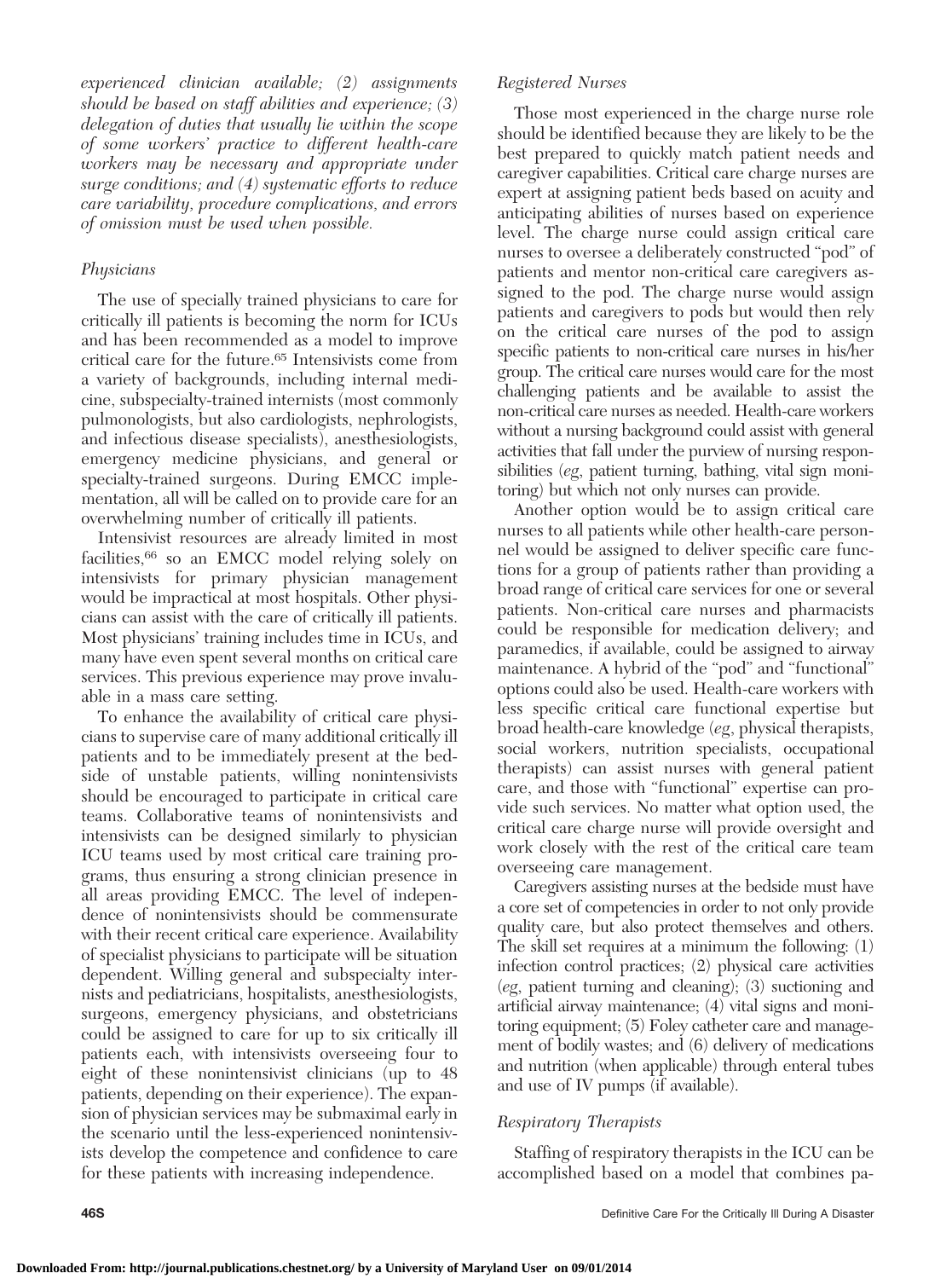*experienced clinician available; (2) assignments should be based on staff abilities and experience; (3) delegation of duties that usually lie within the scope of some workers' practice to different health-care workers may be necessary and appropriate under surge conditions; and (4) systematic efforts to reduce care variability, procedure complications, and errors of omission must be used when possible.*

### Physicians

The use of specially trained physicians to care for critically ill patients is becoming the norm for ICUs and has been recommended as a model to improve critical care for the future.[65] Intensivists come from a variety of backgrounds, including internal medicine, subspecialty-trained internists (most commonly pulmonologists, but also cardiologists, nephrologists, and infectious disease specialists), anesthesiologists, emergency medicine physicians, and general or specialty-trained surgeons. During EMCC implementation, all will be called on to provide care for an overwhelming number of critically ill patients.

Intensivist resources are already limited in most facilities,[66] so an EMCC model relying solely on intensivists for primary physician management would be impractical at most hospitals. Other physicians can assist with the care of critically ill patients. Most physicians' training includes time in ICUs, and many have even spent several months on critical care services. This previous experience may prove invaluable in a mass care setting.

To enhance the availability of critical care physicians to supervise care of many additional critically ill patients and to be immediately present at the bedside of unstable patients, willing nonintensivists should be encouraged to participate in critical care teams. Collaborative teams of nonintensivists and intensivists can be designed similarly to physician ICU teams used by most critical care training programs, thus ensuring a strong clinician presence in all areas providing EMCC. The level of independence of nonintensivists should be commensurate with their recent critical care experience. Availability of specialist physicians to participate will be situation dependent. Willing general and subspecialty internists and pediatricians, hospitalists, anesthesiologists, surgeons, emergency physicians, and obstetricians could be assigned to care for up to six critically ill patients each, with intensivists overseeing four to eight of these nonintensivist clinicians (up to 48 patients, depending on their experience). The expansion of physician services may be submaximal early in the scenario until the less-experienced nonintensivists develop the competence and confidence to care for these patients with increasing independence.

### Registered Nurses

Those most experienced in the charge nurse role should be identified because they are likely to be the best prepared to quickly match patient needs and caregiver capabilities. Critical care charge nurses are expert at assigning patient beds based on acuity and anticipating abilities of nurses based on experience level. The charge nurse could assign critical care nurses to oversee a deliberately constructed "pod" of patients and mentor non-critical care caregivers assigned to the pod. The charge nurse would assign patients and caregivers to pods but would then rely on the critical care nurses of the pod to assign specific patients to non-critical care nurses in his/her group. The critical care nurses would care for the most challenging patients and be available to assist the non-critical care nurses as needed. Health-care workers without a nursing background could assist with general activities that fall under the purview of nursing responsibilities (*eg*, patient turning, bathing, vital sign monitoring) but which not only nurses can provide.

Another option would be to assign critical care nurses to all patients while other health-care personnel would be assigned to deliver specific care functions for a group of patients rather than providing a broad range of critical care services for one or several patients. Non-critical care nurses and pharmacists could be responsible for medication delivery; and paramedics, if available, could be assigned to airway maintenance. A hybrid of the "pod" and "functional" options could also be used. Health-care workers with less specific critical care functional expertise but broad health-care knowledge (*eg*, physical therapists, social workers, nutrition specialists, occupational therapists) can assist nurses with general patient care, and those with "functional" expertise can provide such services. No matter what option used, the critical care charge nurse will provide oversight and work closely with the rest of the critical care team overseeing care management.

Caregivers assisting nurses at the bedside must have a core set of competencies in order to not only provide quality care, but also protect themselves and others. The skill set requires at a minimum the following: (1) infection control practices; (2) physical care activities (*eg*, patient turning and cleaning); (3) suctioning and artificial airway maintenance; (4) vital signs and monitoring equipment; (5) Foley catheter care and management of bodily wastes; and (6) delivery of medications and nutrition (when applicable) through enteral tubes and use of IV pumps (if available).

### Respiratory Therapists

Staffing of respiratory therapists in the ICU can be accomplished based on a model that combines pa-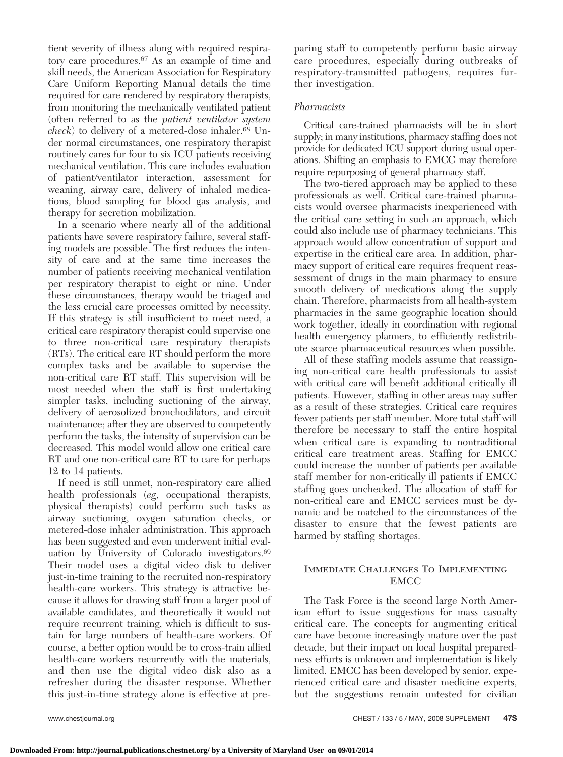tient severity of illness along with required respiratory care procedures.[67] As an example of time and skill needs, the American Association for Respiratory Care Uniform Reporting Manual details the time required for care rendered by respiratory therapists, from monitoring the mechanically ventilated patient (often referred to as the *patient ventilator system check*) to delivery of a metered-dose inhaler.[68] Under normal circumstances, one respiratory therapist routinely cares for four to six ICU patients receiving mechanical ventilation. This care includes evaluation of patient/ventilator interaction, assessment for weaning, airway care, delivery of inhaled medications, blood sampling for blood gas analysis, and therapy for secretion mobilization.

In a scenario where nearly all of the additional patients have severe respiratory failure, several staffing models are possible. The first reduces the intensity of care and at the same time increases the number of patients receiving mechanical ventilation per respiratory therapist to eight or nine. Under these circumstances, therapy would be triaged and the less crucial care processes omitted by necessity. If this strategy is still insufficient to meet need, a critical care respiratory therapist could supervise one to three non-critical care respiratory therapists (RTs). The critical care RT should perform the more complex tasks and be available to supervise the non-critical care RT staff. This supervision will be most needed when the staff is first undertaking simpler tasks, including suctioning of the airway, delivery of aerosolized bronchodilators, and circuit maintenance; after they are observed to competently perform the tasks, the intensity of supervision can be decreased. This model would allow one critical care RT and one non-critical care RT to care for perhaps 12 to 14 patients.

If need is still unmet, non-respiratory care allied health professionals (*eg*, occupational therapists, physical therapists) could perform such tasks as airway suctioning, oxygen saturation checks, or metered-dose inhaler administration. This approach has been suggested and even underwent initial evaluation by University of Colorado investigators.[69] Their model uses a digital video disk to deliver just-in-time training to the recruited non-respiratory health-care workers. This strategy is attractive because it allows for drawing staff from a larger pool of available candidates, and theoretically it would not require recurrent training, which is difficult to sustain for large numbers of health-care workers. Of course, a better option would be to cross-train allied health-care workers recurrently with the materials, and then use the digital video disk also as a refresher during the disaster response. Whether this just-in-time strategy alone is effective at preparing staff to competently perform basic airway care procedures, especially during outbreaks of respiratory-transmitted pathogens, requires further investigation.

### *Pharmacists*

Critical care-trained pharmacists will be in short supply; in many institutions, pharmacy staffing does not provide for dedicated ICU support during usual operations. Shifting an emphasis to EMCC may therefore require repurposing of general pharmacy staff.

The two-tiered approach may be applied to these professionals as well. Critical care-trained pharmacists would oversee pharmacists inexperienced with the critical care setting in such an approach, which could also include use of pharmacy technicians. This approach would allow concentration of support and expertise in the critical care area. In addition, pharmacy support of critical care requires frequent reassessment of drugs in the main pharmacy to ensure smooth delivery of medications along the supply chain. Therefore, pharmacists from all health-system pharmacies in the same geographic location should work together, ideally in coordination with regional health emergency planners, to efficiently redistribute scarce pharmaceutical resources when possible.

All of these staffing models assume that reassigning non-critical care health professionals to assist with critical care will benefit additional critically ill patients. However, staffing in other areas may suffer as a result of these strategies. Critical care requires fewer patients per staff member. More total staff will therefore be necessary to staff the entire hospital when critical care is expanding to nontraditional critical care treatment areas. Staffing for EMCC could increase the number of patients per available staff member for non-critically ill patients if EMCC staffing goes unchecked. The allocation of staff for non-critical care and EMCC services must be dynamic and be matched to the circumstances of the disaster to ensure that the fewest patients are harmed by staffing shortages.

## Immediate Challenges To Implementing EMCC

The Task Force is the second large North American effort to issue suggestions for mass casualty critical care. The concepts for augmenting critical care have become increasingly mature over the past decade, but their impact on local hospital preparedness efforts is unknown and implementation is likely limited. EMCC has been developed by senior, experienced critical care and disaster medicine experts, but the suggestions remain untested for civilian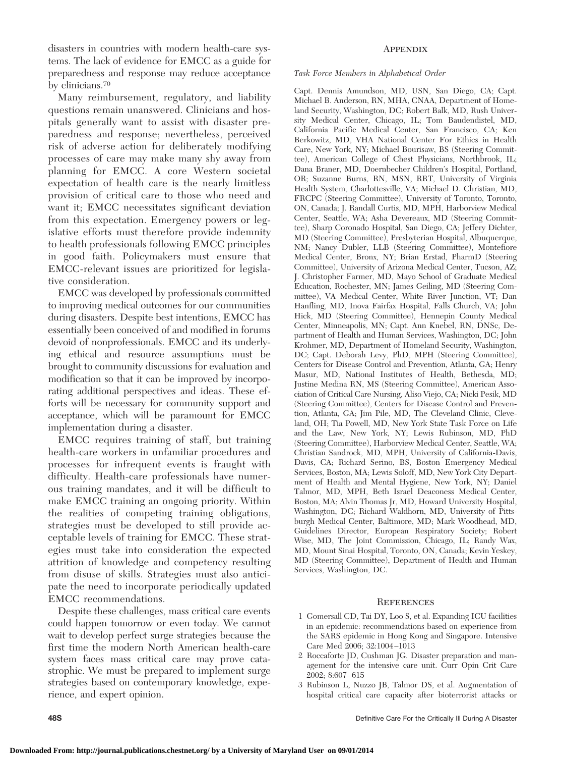disasters in countries with modern health-care systems. The lack of evidence for EMCC as a guide for preparedness and response may reduce acceptance by clinicians.[70]

Many reimbursement, regulatory, and liability questions remain unanswered. Clinicians and hospitals generally want to assist with disaster preparedness and response; nevertheless, perceived risk of adverse action for deliberately modifying processes of care may make many shy away from planning for EMCC. A core Western societal expectation of health care is the nearly limitless provision of critical care to those who need and want it; EMCC necessitates significant deviation from this expectation. Emergency powers or legislative efforts must therefore provide indemnity to health professionals following EMCC principles in good faith. Policymakers must ensure that EMCC-relevant issues are prioritized for legislative consideration.

EMCC was developed by professionals committed to improving medical outcomes for our communities during disasters. Despite best intentions, EMCC has essentially been conceived of and modified in forums devoid of nonprofessionals. EMCC and its underlying ethical and resource assumptions must be brought to community discussions for evaluation and modification so that it can be improved by incorporating additional perspectives and ideas. These efforts will be necessary for community support and acceptance, which will be paramount for EMCC implementation during a disaster.

EMCC requires training of staff, but training health-care workers in unfamiliar procedures and processes for infrequent events is fraught with difficulty. Health-care professionals have numerous training mandates, and it will be difficult to make EMCC training an ongoing priority. Within the realities of competing training obligations, strategies must be developed to still provide acceptable levels of training for EMCC. These strategies must take into consideration the expected attrition of knowledge and competency resulting from disuse of skills. Strategies must also anticipate the need to incorporate periodically updated EMCC recommendations.

Despite these challenges, mass critical care events could happen tomorrow or even today. We cannot wait to develop perfect surge strategies because the first time the modern North American health-care system faces mass critical care may prove catastrophic. We must be prepared to implement surge strategies based on contemporary knowledge, experience, and expert opinion.

## Appendix

*Task Force Members in Alphabetical Order*

Capt. Dennis Amundson, MD, USN, San Diego, CA; Capt. Michael B. Anderson, RN, MHA, CNAA, Department of Homeland Security, Washington, DC; Robert Balk, MD, Rush University Medical Center, Chicago, IL; Tom Baudendistel, MD, California Pacific Medical Center, San Francisco, CA; Ken Berkowitz, MD, VHA National Center For Ethics in Health Care, New York, NY; Michael Bourisaw, BS (Steering Committee), American College of Chest Physicians, Northbrook, IL; Dana Braner, MD, Doernbecher Children's Hospital, Portland, OR; Suzanne Burns, RN, MSN, RRT, University of Virginia Health System, Charlottesville, VA; Michael D. Christian, MD, FRCPC (Steering Committee), University of Toronto, Toronto, ON, Canada; J. Randall Curtis, MD, MPH, Harborview Medical Center, Seattle, WA; Asha Devereaux, MD (Steering Committee), Sharp Coronado Hospital, San Diego, CA; Jeffery Dichter, MD (Steering Committee), Presbyterian Hospital, Albuquerque, NM; Nancy Dubler, LLB (Steering Committee), Montefiore Medical Center, Bronx, NY; Brian Erstad, PharmD (Steering Committee), University of Arizona Medical Center, Tucson, AZ; J. Christopher Farmer, MD, Mayo School of Graduate Medical Education, Rochester, MN; James Geiling, MD (Steering Committee), VA Medical Center, White River Junction, VT; Dan Hanfling, MD, Inova Fairfax Hospital, Falls Church, VA; John Hick, MD (Steering Committee), Hennepin County Medical Center, Minneapolis, MN; Capt. Ann Knebel, RN, DNSc, Department of Health and Human Services, Washington, DC; John Krohmer, MD, Department of Homeland Security, Washington, DC; Capt. Deborah Levy, PhD, MPH (Steering Committee), Centers for Disease Control and Prevention, Atlanta, GA; Henry Masur, MD, National Institutes of Health, Bethesda, MD; Justine Medina RN, MS (Steering Committee), American Association of Critical Care Nursing, Aliso Viejo, CA; Nicki Pesik, MD (Steering Committee), Centers for Disease Control and Prevention, Atlanta, GA; Jim Pile, MD, The Cleveland Clinic, Cleveland, OH; Tia Powell, MD, New York State Task Force on Life and the Law, New York, NY; Lewis Rubinson, MD, PhD (Steering Committee), Harborview Medical Center, Seattle, WA; Christian Sandrock, MD, MPH, University of California-Davis, Davis, CA; Richard Serino, BS, Boston Emergency Medical Services, Boston, MA; Lewis Soloff, MD, New York City Department of Health and Mental Hygiene, New York, NY; Daniel Talmor, MD, MPH, Beth Israel Deaconess Medical Center, Boston, MA; Alvin Thomas Jr, MD, Howard University Hospital, Washington, DC; Richard Waldhorn, MD, University of Pittsburgh Medical Center, Baltimore, MD; Mark Woodhead, MD, Guidelines Director, European Respiratory Society; Robert Wise, MD, The Joint Commission, Chicago, IL; Randy Wax, MD, Mount Sinai Hospital, Toronto, ON, Canada; Kevin Yeskey, MD (Steering Committee), Department of Health and Human Services, Washington, DC.

## References

1. Gomersall CD, Tai DY, Loo S, et al. Expanding ICU facilities in an epidemic: recommendations based on experience from the SARS epidemic in Hong Kong and Singapore. Intensive Care Med 2006; 32:1004–1013
2. Roccaforte JD, Cushman JG. Disaster preparation and management for the intensive care unit. Curr Opin Crit Care 2002; 8:607–615
3. Rubinson L, Nuzzo JB, Talmor DS, et al. Augmentation of hospital critical care capacity after bioterrorist attacks or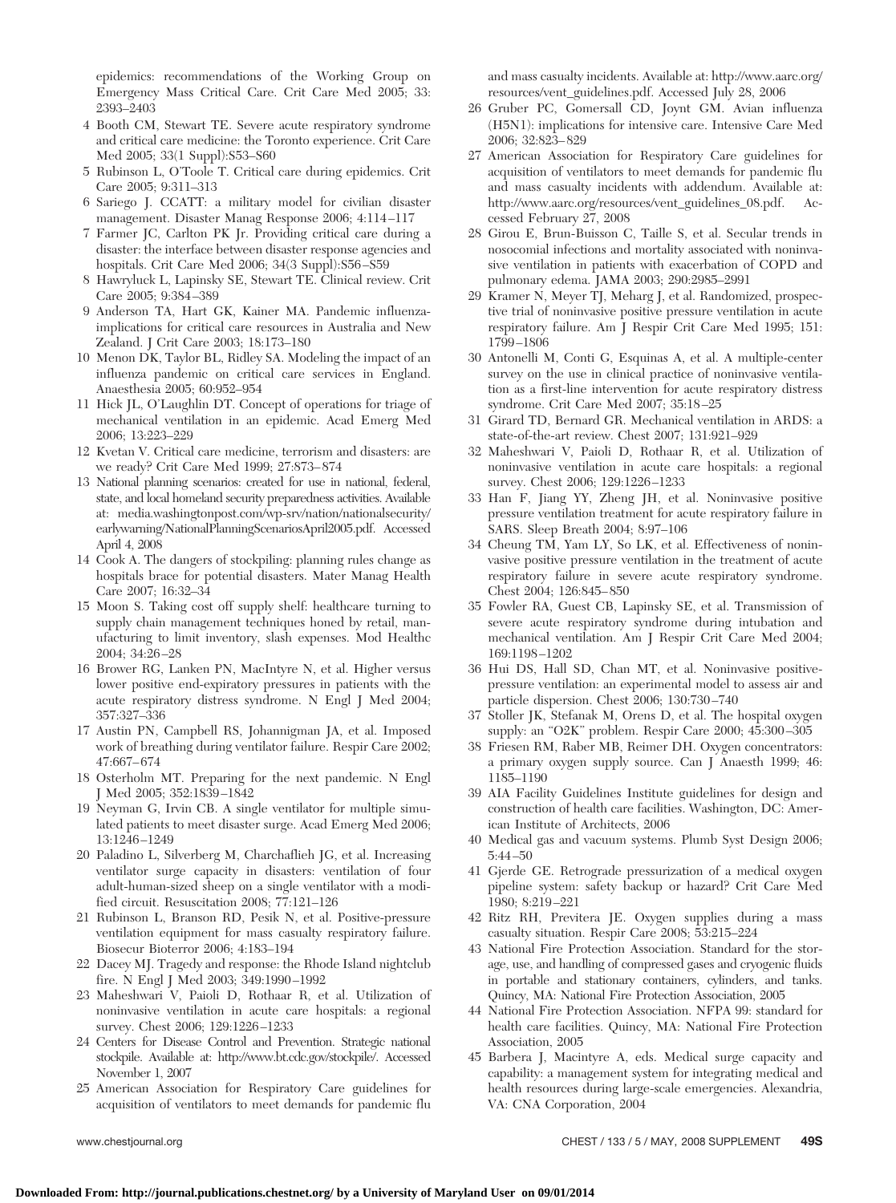epidemics: recommendations of the Working Group on Emergency Mass Critical Care. Crit Care Med 2005; 33: 2393–2403

4 Booth CM, Stewart TE. Severe acute respiratory syndrome and critical care medicine: the Toronto experience. Crit Care Med 2005; 33(1 Suppl):S53–S60
5 Rubinson L, O'Toole T. Critical care during epidemics. Crit Care 2005; 9:311–313
6 Sariego J. CCATT: a military model for civilian disaster management. Disaster Manag Response 2006; 4:114–117
7 Farmer JC, Carlton PK Jr. Providing critical care during a disaster: the interface between disaster response agencies and hospitals. Crit Care Med 2006; 34(3 Suppl):S56–S59
8 Hawryluck L, Lapinsky SE, Stewart TE. Clinical review. Crit Care 2005; 9:384–389
9 Anderson TA, Hart GK, Kainer MA. Pandemic influenza-implications for critical care resources in Australia and New Zealand. J Crit Care 2003; 18:173–180
10 Menon DK, Taylor BL, Ridley SA. Modeling the impact of an influenza pandemic on critical care services in England. Anaesthesia 2005; 60:952–954
11 Hick JL, O'Laughlin DT. Concept of operations for triage of mechanical ventilation in an epidemic. Acad Emerg Med 2006; 13:223–229
12 Kvetan V. Critical care medicine, terrorism and disasters: are we ready? Crit Care Med 1999; 27:873–874
13 National planning scenarios: created for use in national, federal, state, and local homeland security preparedness activities. Available at: media.washingtonpost.com/wp-srv/nation/nationalsecurity/earlywarning/NationalPlanningScenariosApril2005.pdf. Accessed April 4, 2008
14 Cook A. The dangers of stockpiling: planning rules change as hospitals brace for potential disasters. Mater Manag Health Care 2007; 16:32–34
15 Moon S. Taking cost off supply shelf: healthcare turning to supply chain management techniques honed by retail, manufacturing to limit inventory, slash expenses. Mod Healthc 2004; 34:26–28
16 Brower RG, Lanken PN, MacIntyre N, et al. Higher versus lower positive end-expiratory pressures in patients with the acute respiratory distress syndrome. N Engl J Med 2004; 357:327–336
17 Austin PN, Campbell RS, Johannigman JA, et al. Imposed work of breathing during ventilator failure. Respir Care 2002; 47:667–674
18 Osterholm MT. Preparing for the next pandemic. N Engl J Med 2005; 352:1839–1842
19 Neyman G, Irvin CB. A single ventilator for multiple simulated patients to meet disaster surge. Acad Emerg Med 2006; 13:1246–1249
20 Paladino L, Silverberg M, Charchaflieh JG, et al. Increasing ventilator surge capacity in disasters: ventilation of four adult-human-sized sheep on a single ventilator with a modified circuit. Resuscitation 2008; 77:121–126
21 Rubinson L, Branson RD, Pesik N, et al. Positive-pressure ventilation equipment for mass casualty respiratory failure. Biosecur Bioterror 2006; 4:183–194
22 Dacey MJ. Tragedy and response: the Rhode Island nightclub fire. N Engl J Med 2003; 349:1990–1992
23 Maheshwari V, Paioli D, Rothaar R, et al. Utilization of noninvasive ventilation in acute care hospitals: a regional survey. Chest 2006; 129:1226–1233
24 Centers for Disease Control and Prevention. Strategic national stockpile. Available at: http://www.bt.cdc.gov/stockpile/. Accessed November 1, 2007
25 American Association for Respiratory Care guidelines for acquisition of ventilators to meet demands for pandemic flu and mass casualty incidents. Available at: http://www.aarc.org/resources/vent_guidelines.pdf. Accessed July 28, 2006
26 Gruber PC, Gomersall CD, Joynt GM. Avian influenza (H5N1): implications for intensive care. Intensive Care Med 2006; 32:823–829
27 American Association for Respiratory Care guidelines for acquisition of ventilators to meet demands for pandemic flu and mass casualty incidents with addendum. Available at: http://www.aarc.org/resources/vent_guidelines_08.pdf. Accessed February 27, 2008
28 Girou E, Brun-Buisson C, Taille S, et al. Secular trends in nosocomial infections and mortality associated with noninvasive ventilation in patients with exacerbation of COPD and pulmonary edema. JAMA 2003; 290:2985–2991
29 Kramer N, Meyer TJ, Meharg J, et al. Randomized, prospective trial of noninvasive positive pressure ventilation in acute respiratory failure. Am J Respir Crit Care Med 1995; 151: 1799–1806
30 Antonelli M, Conti G, Esquinas A, et al. A multiple-center survey on the use in clinical practice of noninvasive ventilation as a first-line intervention for acute respiratory distress syndrome. Crit Care Med 2007; 35:18–25
31 Girard TD, Bernard GR. Mechanical ventilation in ARDS: a state-of-the-art review. Chest 2007; 131:921–929
32 Maheshwari V, Paioli D, Rothaar R, et al. Utilization of noninvasive ventilation in acute care hospitals: a regional survey. Chest 2006; 129:1226–1233
33 Han F, Jiang YY, Zheng JH, et al. Noninvasive positive pressure ventilation treatment for acute respiratory failure in SARS. Sleep Breath 2004; 8:97–106
34 Cheung TM, Yam LY, So LK, et al. Effectiveness of noninvasive positive pressure ventilation in the treatment of acute respiratory failure in severe acute respiratory syndrome. Chest 2004; 126:845–850
35 Fowler RA, Guest CB, Lapinsky SE, et al. Transmission of severe acute respiratory syndrome during intubation and mechanical ventilation. Am J Respir Crit Care Med 2004; 169:1198–1202
36 Hui DS, Hall SD, Chan MT, et al. Noninvasive positive-pressure ventilation: an experimental model to assess air and particle dispersion. Chest 2006; 130:730–740
37 Stoller JK, Stefanak M, Orens D, et al. The hospital oxygen supply: an "O2K" problem. Respir Care 2000; 45:300–305
38 Friesen RM, Raber MB, Reimer DH. Oxygen concentrators: a primary oxygen supply source. Can J Anaesth 1999; 46: 1185–1190
39 AIA Facility Guidelines Institute guidelines for design and construction of health care facilities. Washington, DC: American Institute of Architects, 2006
40 Medical gas and vacuum systems. Plumb Syst Design 2006; 5:44–50
41 Gjerde GE. Retrograde pressurization of a medical oxygen pipeline system: safety backup or hazard? Crit Care Med 1980; 8:219–221
42 Ritz RH, Previtera JE. Oxygen supplies during a mass casualty situation. Respir Care 2008; 53:215–224
43 National Fire Protection Association. Standard for the storage, use, and handling of compressed gases and cryogenic fluids in portable and stationary containers, cylinders, and tanks. Quincy, MA: National Fire Protection Association, 2005
44 National Fire Protection Association. NFPA 99: standard for health care facilities. Quincy, MA: National Fire Protection Association, 2005
45 Barbera J, Macintyre A, eds. Medical surge capacity and capability: a management system for integrating medical and health resources during large-scale emergencies. Alexandria, VA: CNA Corporation, 2004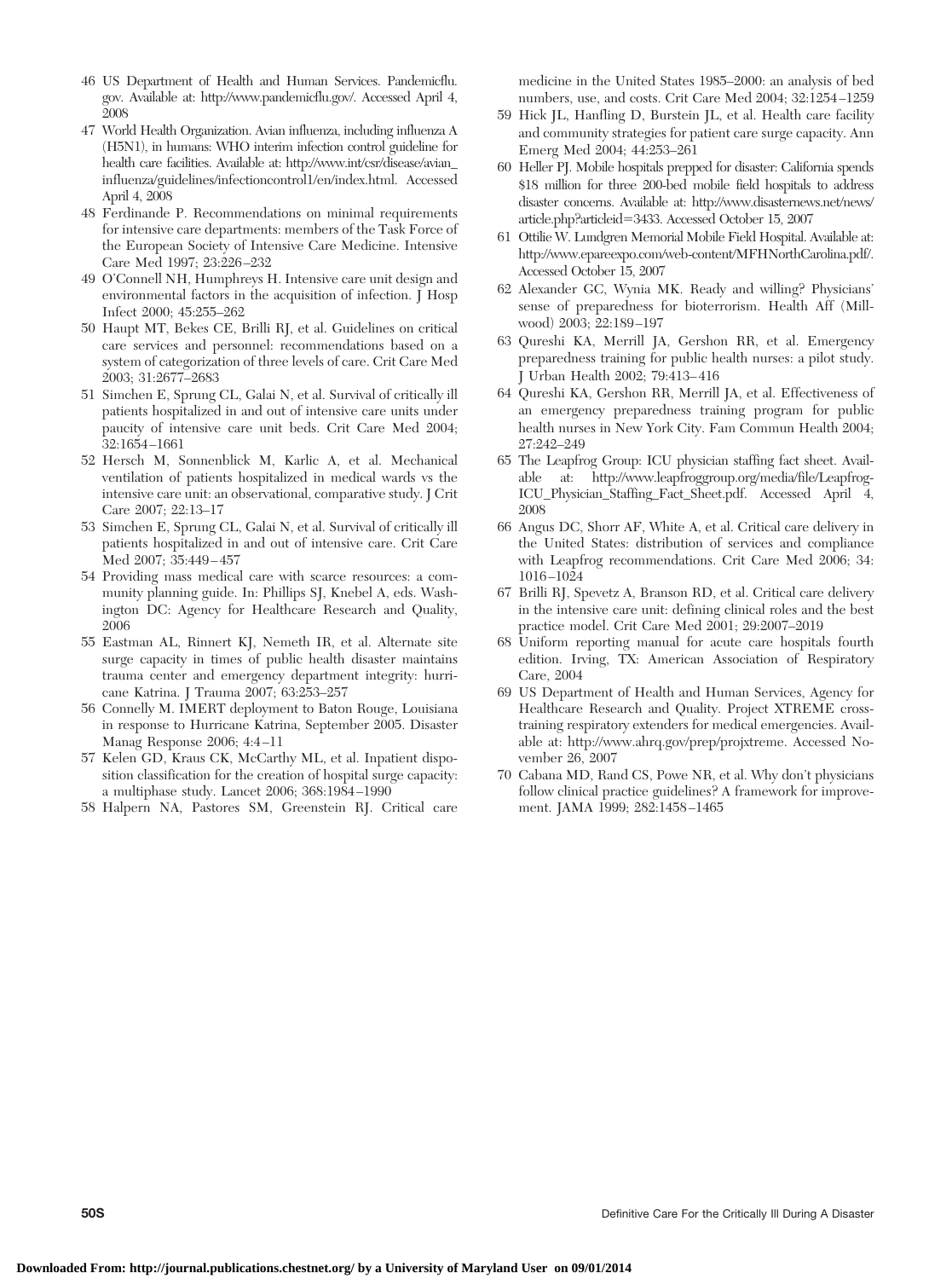46 US Department of Health and Human Services. Pandemicflu. gov. Available at: http://www.pandemicflu.gov/. Accessed April 4, 2008

47 World Health Organization. Avian influenza, including influenza A (H5N1), in humans: WHO interim infection control guideline for health care facilities. Available at: http://www.int/csr/disease/avian_influenza/guidelines/infectioncontrol1/en/index.html. Accessed April 4, 2008

48 Ferdinande P. Recommendations on minimal requirements for intensive care departments: members of the Task Force of the European Society of Intensive Care Medicine. Intensive Care Med 1997; 23:226–232

49 O'Connell NH, Humphreys H. Intensive care unit design and environmental factors in the acquisition of infection. J Hosp Infect 2000; 45:255–262

50 Haupt MT, Bekes CE, Brilli RJ, et al. Guidelines on critical care services and personnel: recommendations based on a system of categorization of three levels of care. Crit Care Med 2003; 31:2677–2683

51 Simchen E, Sprung CL, Galai N, et al. Survival of critically ill patients hospitalized in and out of intensive care units under paucity of intensive care unit beds. Crit Care Med 2004; 32:1654–1661

52 Hersch M, Sonnenblick M, Karlic A, et al. Mechanical ventilation of patients hospitalized in medical wards vs the intensive care unit: an observational, comparative study. J Crit Care 2007; 22:13–17

53 Simchen E, Sprung CL, Galai N, et al. Survival of critically ill patients hospitalized in and out of intensive care. Crit Care Med 2007; 35:449–457

54 Providing mass medical care with scarce resources: a community planning guide. In: Phillips SJ, Knebel A, eds. Washington DC: Agency for Healthcare Research and Quality, 2006

55 Eastman AL, Rinnert KJ, Nemeth IR, et al. Alternate site surge capacity in times of public health disaster maintains trauma center and emergency department integrity: hurricane Katrina. J Trauma 2007; 63:253–257

56 Connelly M. IMERT deployment to Baton Rouge, Louisiana in response to Hurricane Katrina, September 2005. Disaster Manag Response 2006; 4:4–11

57 Kelen GD, Kraus CK, McCarthy ML, et al. Inpatient disposition classification for the creation of hospital surge capacity: a multiphase study. Lancet 2006; 368:1984–1990

58 Halpern NA, Pastores SM, Greenstein RJ. Critical care medicine in the United States 1985–2000: an analysis of bed numbers, use, and costs. Crit Care Med 2004; 32:1254–1259

59 Hick JL, Hanfling D, Burstein JL, et al. Health care facility and community strategies for patient care surge capacity. Ann Emerg Med 2004; 44:253–261

60 Heller PJ. Mobile hospitals prepped for disaster: California spends $18 million for three 200-bed mobile field hospitals to address disaster concerns. Available at: http://www.disasternews.net/news/article.php?articleid=3433. Accessed October 15, 2007

61 Ottilie W. Lundgren Memorial Mobile Field Hospital. Available at: http://www.epareexpo.com/web-content/MFHNorthCarolina.pdf/. Accessed October 15, 2007

62 Alexander GC, Wynia MK. Ready and willing? Physicians' sense of preparedness for bioterrorism. Health Aff (Millwood) 2003; 22:189–197

63 Qureshi KA, Merrill JA, Gershon RR, et al. Emergency preparedness training for public health nurses: a pilot study. J Urban Health 2002; 79:413–416

64 Qureshi KA, Gershon RR, Merrill JA, et al. Effectiveness of an emergency preparedness training program for public health nurses in New York City. Fam Commun Health 2004; 27:242–249

65 The Leapfrog Group: ICU physician staffing fact sheet. Available at: http://www.leapfroggroup.org/media/file/Leapfrog-ICU_Physician_Staffing_Fact_Sheet.pdf. Accessed April 4, 2008

66 Angus DC, Shorr AF, White A, et al. Critical care delivery in the United States: distribution of services and compliance with Leapfrog recommendations. Crit Care Med 2006; 34:1016–1024

67 Brilli RJ, Spevetz A, Branson RD, et al. Critical care delivery in the intensive care unit: defining clinical roles and the best practice model. Crit Care Med 2001; 29:2007–2019

68 Uniform reporting manual for acute care hospitals fourth edition. Irving, TX: American Association of Respiratory Care, 2004

69 US Department of Health and Human Services, Agency for Healthcare Research and Quality. Project XTREME cross-training respiratory extenders for medical emergencies. Available at: http://www.ahrq.gov/prep/projxtreme. Accessed November 26, 2007

70 Cabana MD, Rand CS, Powe NR, et al. Why don't physicians follow clinical practice guidelines? A framework for improvement. JAMA 1999; 282:1458–1465